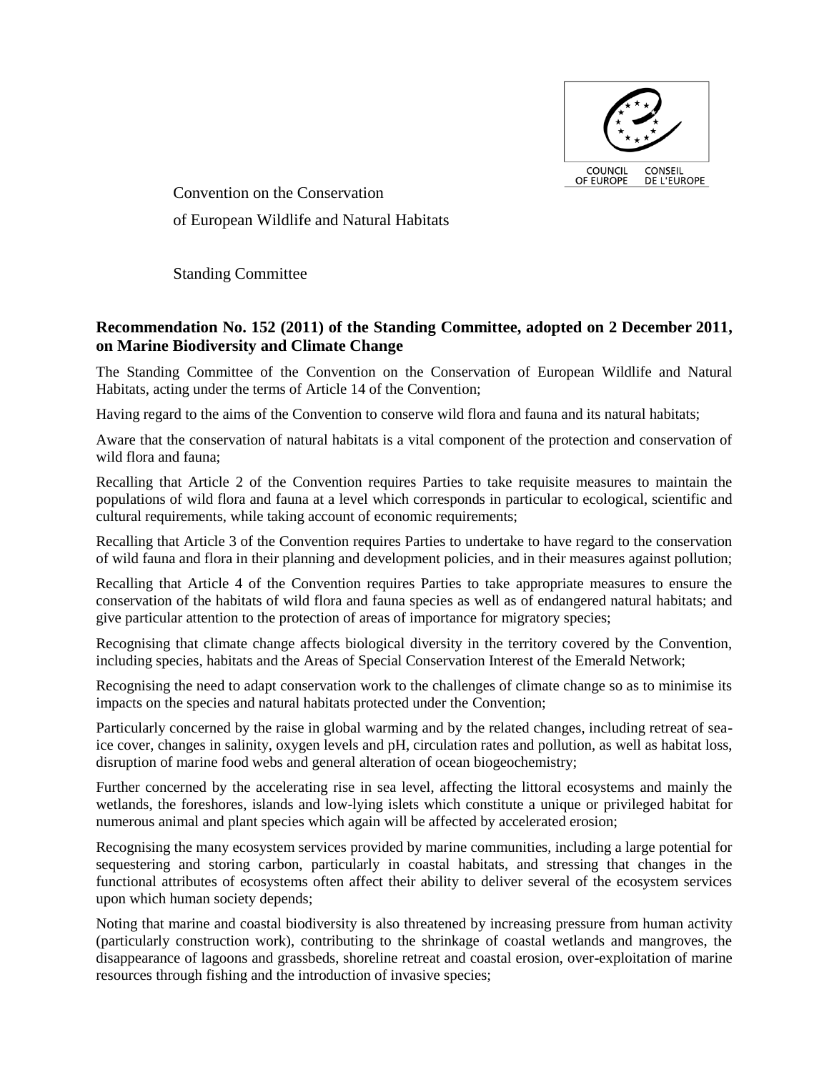COUNCIL OF EUROPE CONSEIL DE L'EUROPE

Convention on the Conservation

of European Wildlife and Natural Habitats

Standing Committee

**Recommendation No. 152 (2011) of the Standing Committee, adopted on 2 December 2011, on Marine Biodiversity and Climate Change**

The Standing Committee of the Convention on the Conservation of European Wildlife and Natural Habitats, acting under the terms of Article 14 of the Convention;

Having regard to the aims of the Convention to conserve wild flora and fauna and its natural habitats;

Aware that the conservation of natural habitats is a vital component of the protection and conservation of wild flora and fauna;

Recalling that Article 2 of the Convention requires Parties to take requisite measures to maintain the populations of wild flora and fauna at a level which corresponds in particular to ecological, scientific and cultural requirements, while taking account of economic requirements;

Recalling that Article 3 of the Convention requires Parties to undertake to have regard to the conservation of wild fauna and flora in their planning and development policies, and in their measures against pollution;

Recalling that Article 4 of the Convention requires Parties to take appropriate measures to ensure the conservation of the habitats of wild flora and fauna species as well as of endangered natural habitats; and give particular attention to the protection of areas of importance for migratory species;

Recognising that climate change affects biological diversity in the territory covered by the Convention, including species, habitats and the Areas of Special Conservation Interest of the Emerald Network;

Recognising the need to adapt conservation work to the challenges of climate change so as to minimise its impacts on the species and natural habitats protected under the Convention;

Particularly concerned by the raise in global warming and by the related changes, including retreat of sea-ice cover, changes in salinity, oxygen levels and pH, circulation rates and pollution, as well as habitat loss, disruption of marine food webs and general alteration of ocean biogeochemistry;

Further concerned by the accelerating rise in sea level, affecting the littoral ecosystems and mainly the wetlands, the foreshores, islands and low-lying islets which constitute a unique or privileged habitat for numerous animal and plant species which again will be affected by accelerated erosion;

Recognising the many ecosystem services provided by marine communities, including a large potential for sequestering and storing carbon, particularly in coastal habitats, and stressing that changes in the functional attributes of ecosystems often affect their ability to deliver several of the ecosystem services upon which human society depends;

Noting that marine and coastal biodiversity is also threatened by increasing pressure from human activity (particularly construction work), contributing to the shrinkage of coastal wetlands and mangroves, the disappearance of lagoons and grassbeds, shoreline retreat and coastal erosion, over-exploitation of marine resources through fishing and the introduction of invasive species;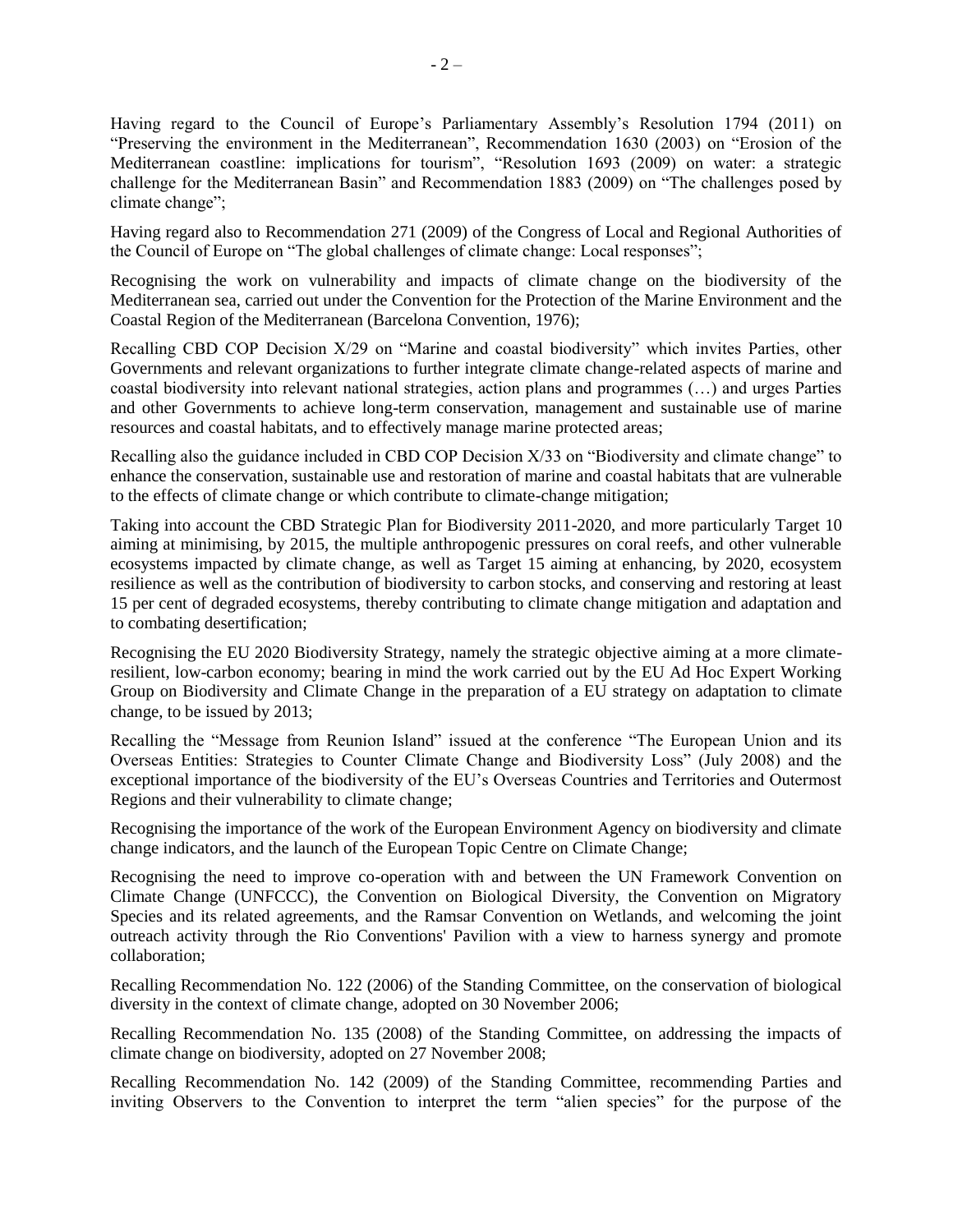Having regard to the Council of Europe's Parliamentary Assembly's Resolution 1794 (2011) on "Preserving the environment in the Mediterranean", Recommendation 1630 (2003) on "Erosion of the Mediterranean coastline: implications for tourism", "Resolution 1693 (2009) on water: a strategic challenge for the Mediterranean Basin" and Recommendation 1883 (2009) on "The challenges posed by climate change";

Having regard also to Recommendation 271 (2009) of the Congress of Local and Regional Authorities of the Council of Europe on "The global challenges of climate change: Local responses";

Recognising the work on vulnerability and impacts of climate change on the biodiversity of the Mediterranean sea, carried out under the Convention for the Protection of the Marine Environment and the Coastal Region of the Mediterranean (Barcelona Convention, 1976);

Recalling CBD COP Decision X/29 on "Marine and coastal biodiversity" which invites Parties, other Governments and relevant organizations to further integrate climate change-related aspects of marine and coastal biodiversity into relevant national strategies, action plans and programmes (…) and urges Parties and other Governments to achieve long-term conservation, management and sustainable use of marine resources and coastal habitats, and to effectively manage marine protected areas;

Recalling also the guidance included in CBD COP Decision X/33 on "Biodiversity and climate change" to enhance the conservation, sustainable use and restoration of marine and coastal habitats that are vulnerable to the effects of climate change or which contribute to climate-change mitigation;

Taking into account the CBD Strategic Plan for Biodiversity 2011-2020, and more particularly Target 10 aiming at minimising, by 2015, the multiple anthropogenic pressures on coral reefs, and other vulnerable ecosystems impacted by climate change, as well as Target 15 aiming at enhancing, by 2020, ecosystem resilience as well as the contribution of biodiversity to carbon stocks, and conserving and restoring at least 15 per cent of degraded ecosystems, thereby contributing to climate change mitigation and adaptation and to combating desertification;

Recognising the EU 2020 Biodiversity Strategy, namely the strategic objective aiming at a more climate-resilient, low-carbon economy; bearing in mind the work carried out by the EU Ad Hoc Expert Working Group on Biodiversity and Climate Change in the preparation of a EU strategy on adaptation to climate change, to be issued by 2013;

Recalling the "Message from Reunion Island" issued at the conference "The European Union and its Overseas Entities: Strategies to Counter Climate Change and Biodiversity Loss" (July 2008) and the exceptional importance of the biodiversity of the EU's Overseas Countries and Territories and Outermost Regions and their vulnerability to climate change;

Recognising the importance of the work of the European Environment Agency on biodiversity and climate change indicators, and the launch of the European Topic Centre on Climate Change;

Recognising the need to improve co-operation with and between the UN Framework Convention on Climate Change (UNFCCC), the Convention on Biological Diversity, the Convention on Migratory Species and its related agreements, and the Ramsar Convention on Wetlands, and welcoming the joint outreach activity through the Rio Conventions' Pavilion with a view to harness synergy and promote collaboration;

Recalling Recommendation No. 122 (2006) of the Standing Committee, on the conservation of biological diversity in the context of climate change, adopted on 30 November 2006;

Recalling Recommendation No. 135 (2008) of the Standing Committee, on addressing the impacts of climate change on biodiversity, adopted on 27 November 2008;

Recalling Recommendation No. 142 (2009) of the Standing Committee, recommending Parties and inviting Observers to the Convention to interpret the term "alien species" for the purpose of the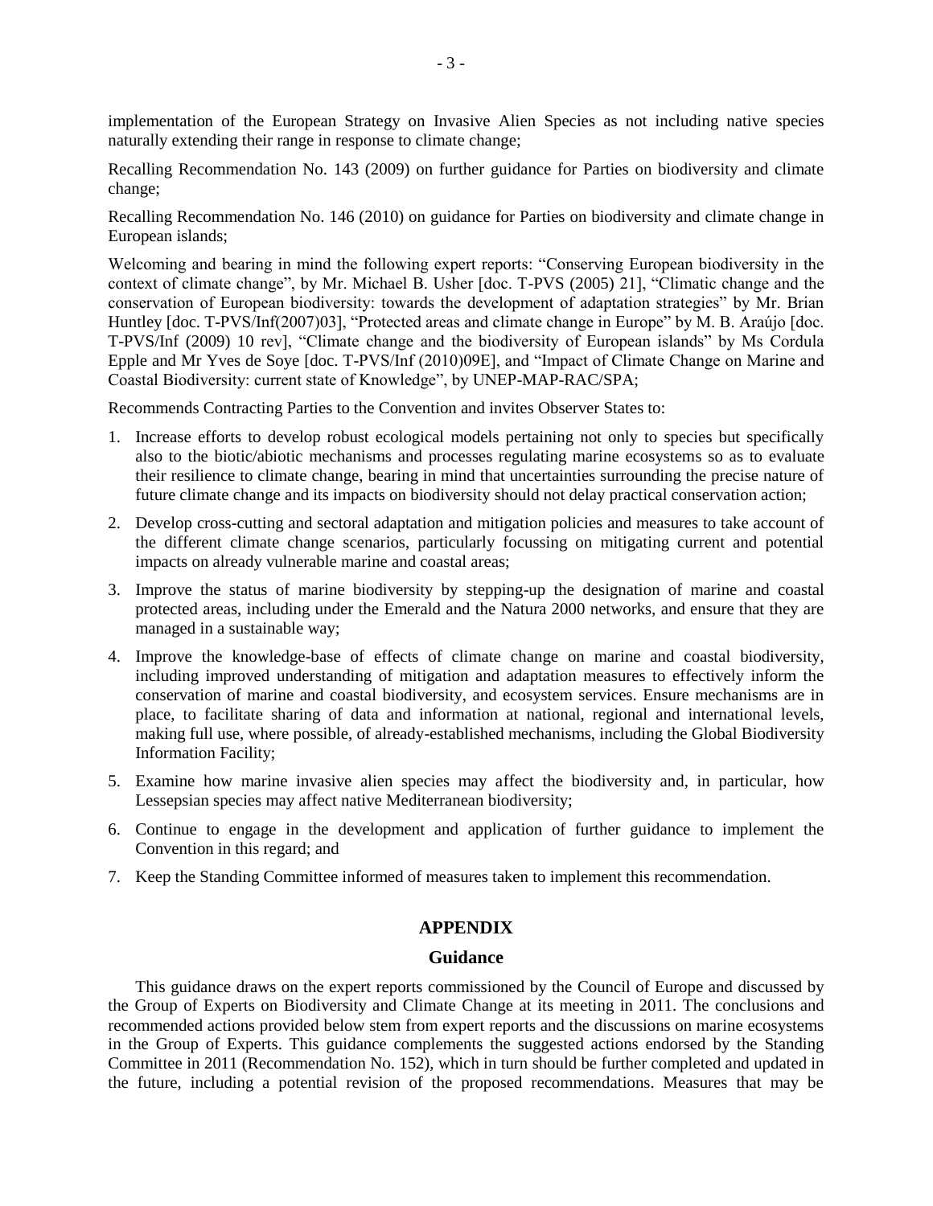implementation of the European Strategy on Invasive Alien Species as not including native species naturally extending their range in response to climate change;

Recalling Recommendation No. 143 (2009) on further guidance for Parties on biodiversity and climate change;

Recalling Recommendation No. 146 (2010) on guidance for Parties on biodiversity and climate change in European islands;

Welcoming and bearing in mind the following expert reports: "Conserving European biodiversity in the context of climate change", by Mr. Michael B. Usher [doc. T-PVS (2005) 21], "Climatic change and the conservation of European biodiversity: towards the development of adaptation strategies" by Mr. Brian Huntley [doc. T-PVS/Inf(2007)03], "Protected areas and climate change in Europe" by M. B. Araújo [doc. T-PVS/Inf (2009) 10 rev], "Climate change and the biodiversity of European islands" by Ms Cordula Epple and Mr Yves de Soye [doc. T-PVS/Inf (2010)09E], and "Impact of Climate Change on Marine and Coastal Biodiversity: current state of Knowledge", by UNEP-MAP-RAC/SPA;

Recommends Contracting Parties to the Convention and invites Observer States to:

1. Increase efforts to develop robust ecological models pertaining not only to species but specifically also to the biotic/abiotic mechanisms and processes regulating marine ecosystems so as to evaluate their resilience to climate change, bearing in mind that uncertainties surrounding the precise nature of future climate change and its impacts on biodiversity should not delay practical conservation action;
2. Develop cross-cutting and sectoral adaptation and mitigation policies and measures to take account of the different climate change scenarios, particularly focussing on mitigating current and potential impacts on already vulnerable marine and coastal areas;
3. Improve the status of marine biodiversity by stepping-up the designation of marine and coastal protected areas, including under the Emerald and the Natura 2000 networks, and ensure that they are managed in a sustainable way;
4. Improve the knowledge-base of effects of climate change on marine and coastal biodiversity, including improved understanding of mitigation and adaptation measures to effectively inform the conservation of marine and coastal biodiversity, and ecosystem services. Ensure mechanisms are in place, to facilitate sharing of data and information at national, regional and international levels, making full use, where possible, of already-established mechanisms, including the Global Biodiversity Information Facility;
5. Examine how marine invasive alien species may affect the biodiversity and, in particular, how Lessepsian species may affect native Mediterranean biodiversity;
6. Continue to engage in the development and application of further guidance to implement the Convention in this regard; and
7. Keep the Standing Committee informed of measures taken to implement this recommendation.

## APPENDIX

### Guidance

This guidance draws on the expert reports commissioned by the Council of Europe and discussed by the Group of Experts on Biodiversity and Climate Change at its meeting in 2011. The conclusions and recommended actions provided below stem from expert reports and the discussions on marine ecosystems in the Group of Experts. This guidance complements the suggested actions endorsed by the Standing Committee in 2011 (Recommendation No. 152), which in turn should be further completed and updated in the future, including a potential revision of the proposed recommendations. Measures that may be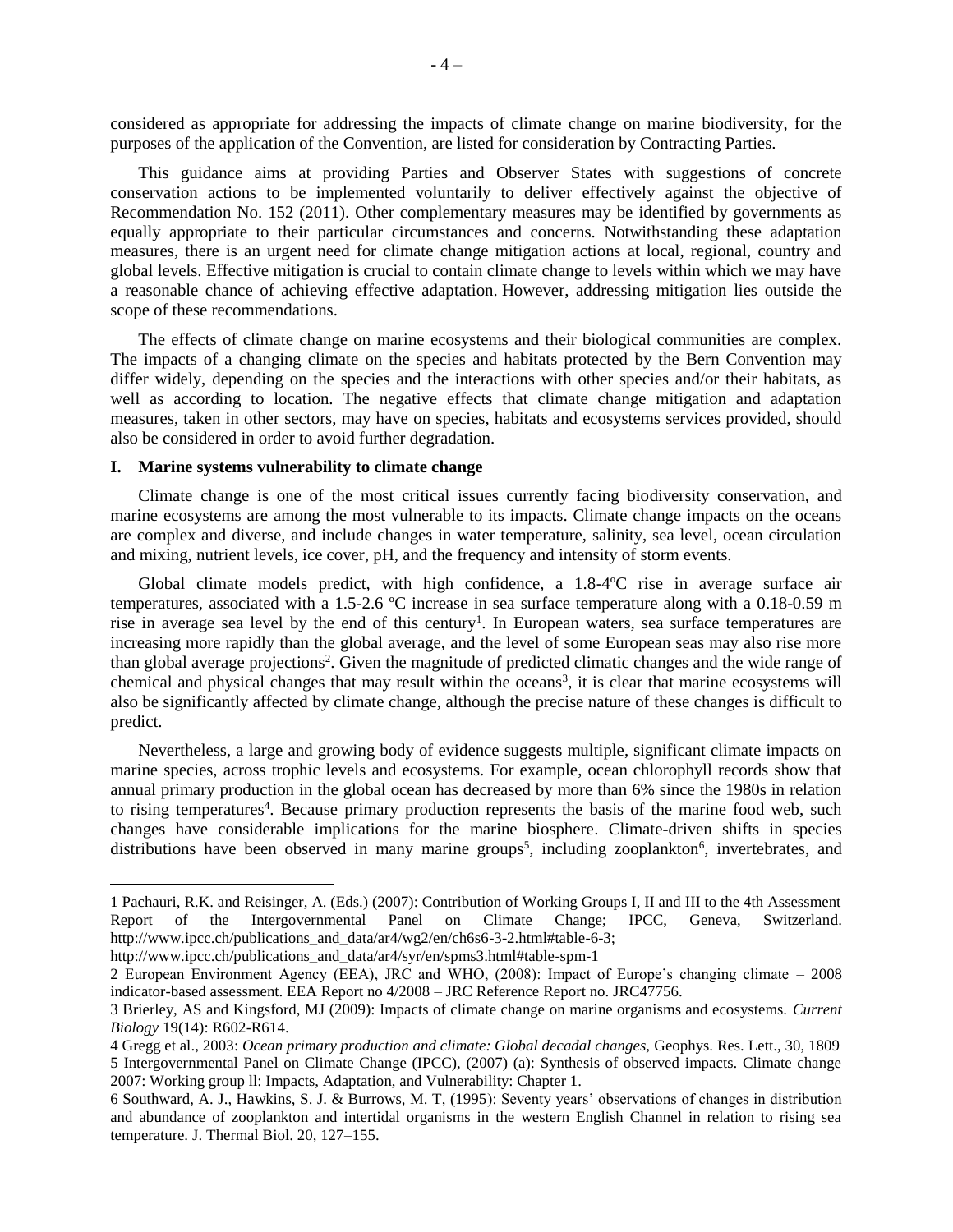considered as appropriate for addressing the impacts of climate change on marine biodiversity, for the purposes of the application of the Convention, are listed for consideration by Contracting Parties.

This guidance aims at providing Parties and Observer States with suggestions of concrete conservation actions to be implemented voluntarily to deliver effectively against the objective of Recommendation No. 152 (2011). Other complementary measures may be identified by governments as equally appropriate to their particular circumstances and concerns. Notwithstanding these adaptation measures, there is an urgent need for climate change mitigation actions at local, regional, country and global levels. Effective mitigation is crucial to contain climate change to levels within which we may have a reasonable chance of achieving effective adaptation. However, addressing mitigation lies outside the scope of these recommendations.

The effects of climate change on marine ecosystems and their biological communities are complex. The impacts of a changing climate on the species and habitats protected by the Bern Convention may differ widely, depending on the species and the interactions with other species and/or their habitats, as well as according to location. The negative effects that climate change mitigation and adaptation measures, taken in other sectors, may have on species, habitats and ecosystems services provided, should also be considered in order to avoid further degradation.

## I. Marine systems vulnerability to climate change

Climate change is one of the most critical issues currently facing biodiversity conservation, and marine ecosystems are among the most vulnerable to its impacts. Climate change impacts on the oceans are complex and diverse, and include changes in water temperature, salinity, sea level, ocean circulation and mixing, nutrient levels, ice cover, pH, and the frequency and intensity of storm events.

Global climate models predict, with high confidence, a 1.8-4ºC rise in average surface air temperatures, associated with a 1.5-2.6 ºC increase in sea surface temperature along with a 0.18-0.59 m rise in average sea level by the end of this century[1]. In European waters, sea surface temperatures are increasing more rapidly than the global average, and the level of some European seas may also rise more than global average projections[2]. Given the magnitude of predicted climatic changes and the wide range of chemical and physical changes that may result within the oceans[3], it is clear that marine ecosystems will also be significantly affected by climate change, although the precise nature of these changes is difficult to predict.

Nevertheless, a large and growing body of evidence suggests multiple, significant climate impacts on marine species, across trophic levels and ecosystems. For example, ocean chlorophyll records show that annual primary production in the global ocean has decreased by more than 6% since the 1980s in relation to rising temperatures[4]. Because primary production represents the basis of the marine food web, such changes have considerable implications for the marine biosphere. Climate-driven shifts in species distributions have been observed in many marine groups[5], including zooplankton[6], invertebrates, and

---

1 Pachauri, R.K. and Reisinger, A. (Eds.) (2007): Contribution of Working Groups I, II and III to the 4th Assessment Report of the Intergovernmental Panel on Climate Change; IPCC, Geneva, Switzerland. http://www.ipcc.ch/publications_and_data/ar4/wg2/en/ch6s6-3-2.html#table-6-3; http://www.ipcc.ch/publications_and_data/ar4/syr/en/spms3.html#table-spm-1

2 European Environment Agency (EEA), JRC and WHO, (2008): Impact of Europe's changing climate – 2008 indicator-based assessment. EEA Report no 4/2008 – JRC Reference Report no. JRC47756.

3 Brierley, AS and Kingsford, MJ (2009): Impacts of climate change on marine organisms and ecosystems. *Current Biology* 19(14): R602-R614.

4 Gregg et al., 2003: *Ocean primary production and climate: Global decadal changes,* Geophys. Res. Lett., 30, 1809

5 Intergovernmental Panel on Climate Change (IPCC), (2007) (a): Synthesis of observed impacts. Climate change 2007: Working group ll: Impacts, Adaptation, and Vulnerability: Chapter 1.

6 Southward, A. J., Hawkins, S. J. & Burrows, M. T, (1995): Seventy years' observations of changes in distribution and abundance of zooplankton and intertidal organisms in the western English Channel in relation to rising sea temperature. J. Thermal Biol. 20, 127–155.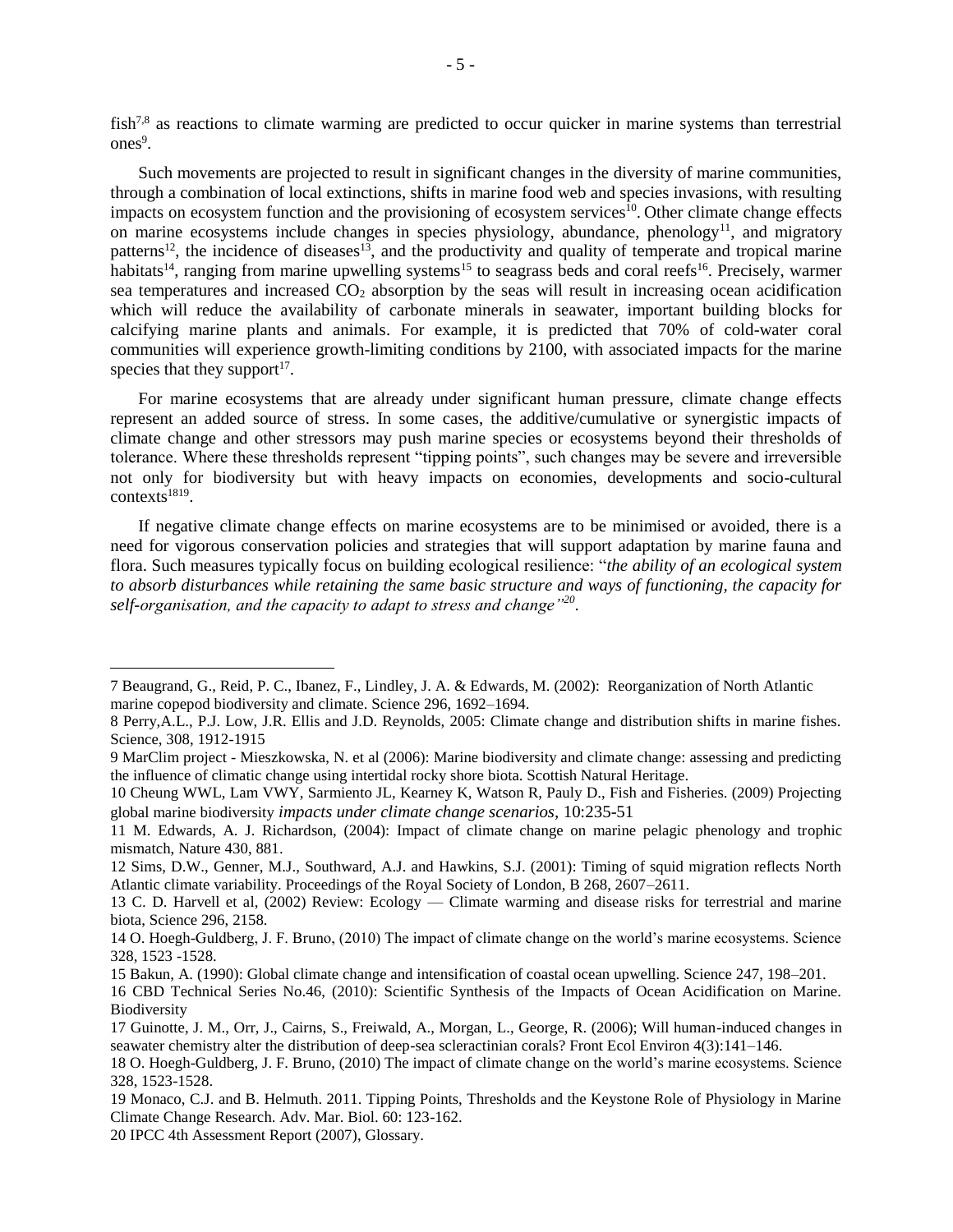fish[7,8] as reactions to climate warming are predicted to occur quicker in marine systems than terrestrial ones[9].

Such movements are projected to result in significant changes in the diversity of marine communities, through a combination of local extinctions, shifts in marine food web and species invasions, with resulting impacts on ecosystem function and the provisioning of ecosystem services[10]. Other climate change effects on marine ecosystems include changes in species physiology, abundance, phenology[11], and migratory patterns[12], the incidence of diseases[13], and the productivity and quality of temperate and tropical marine habitats[14], ranging from marine upwelling systems[15] to seagrass beds and coral reefs[16]. Precisely, warmer sea temperatures and increased $CO_2$ absorption by the seas will result in increasing ocean acidification which will reduce the availability of carbonate minerals in seawater, important building blocks for calcifying marine plants and animals. For example, it is predicted that 70% of cold-water coral communities will experience growth-limiting conditions by 2100, with associated impacts for the marine species that they support[17].

For marine ecosystems that are already under significant human pressure, climate change effects represent an added source of stress. In some cases, the additive/cumulative or synergistic impacts of climate change and other stressors may push marine species or ecosystems beyond their thresholds of tolerance. Where these thresholds represent "tipping points", such changes may be severe and irreversible not only for biodiversity but with heavy impacts on economies, developments and socio-cultural contexts[18][19].

If negative climate change effects on marine ecosystems are to be minimised or avoided, there is a need for vigorous conservation policies and strategies that will support adaptation by marine fauna and flora. Such measures typically focus on building ecological resilience: "*the ability of an ecological system to absorb disturbances while retaining the same basic structure and ways of functioning, the capacity for self-organisation, and the capacity to adapt to stress and change*"[20].

---

7 Beaugrand, G., Reid, P. C., Ibanez, F., Lindley, J. A. & Edwards, M. (2002): Reorganization of North Atlantic marine copepod biodiversity and climate. Science 296, 1692–1694.

8 Perry,A.L., P.J. Low, J.R. Ellis and J.D. Reynolds, 2005: Climate change and distribution shifts in marine fishes. Science, 308, 1912-1915

9 MarClim project - Mieszkowska, N. et al (2006): Marine biodiversity and climate change: assessing and predicting the influence of climatic change using intertidal rocky shore biota. Scottish Natural Heritage.

10 Cheung WWL, Lam VWY, Sarmiento JL, Kearney K, Watson R, Pauly D., Fish and Fisheries. (2009) Projecting global marine biodiversity *impacts under climate change scenarios*, 10:235-51

11 M. Edwards, A. J. Richardson, (2004): Impact of climate change on marine pelagic phenology and trophic mismatch, Nature 430, 881.

12 Sims, D.W., Genner, M.J., Southward, A.J. and Hawkins, S.J. (2001): Timing of squid migration reflects North Atlantic climate variability. Proceedings of the Royal Society of London, B 268, 2607–2611.

13 C. D. Harvell et al, (2002) Review: Ecology — Climate warming and disease risks for terrestrial and marine biota, Science 296, 2158.

14 O. Hoegh-Guldberg, J. F. Bruno, (2010) The impact of climate change on the world's marine ecosystems. Science 328, 1523 -1528.

15 Bakun, A. (1990): Global climate change and intensification of coastal ocean upwelling. Science 247, 198–201.

16 CBD Technical Series No.46, (2010): Scientific Synthesis of the Impacts of Ocean Acidification on Marine. Biodiversity

17 Guinotte, J. M., Orr, J., Cairns, S., Freiwald, A., Morgan, L., George, R. (2006); Will human-induced changes in seawater chemistry alter the distribution of deep-sea scleractinian corals? Front Ecol Environ 4(3):141–146.

18 O. Hoegh-Guldberg, J. F. Bruno, (2010) The impact of climate change on the world's marine ecosystems. Science 328, 1523-1528.

19 Monaco, C.J. and B. Helmuth. 2011. Tipping Points, Thresholds and the Keystone Role of Physiology in Marine Climate Change Research. Adv. Mar. Biol. 60: 123-162.

20 IPCC 4th Assessment Report (2007), Glossary.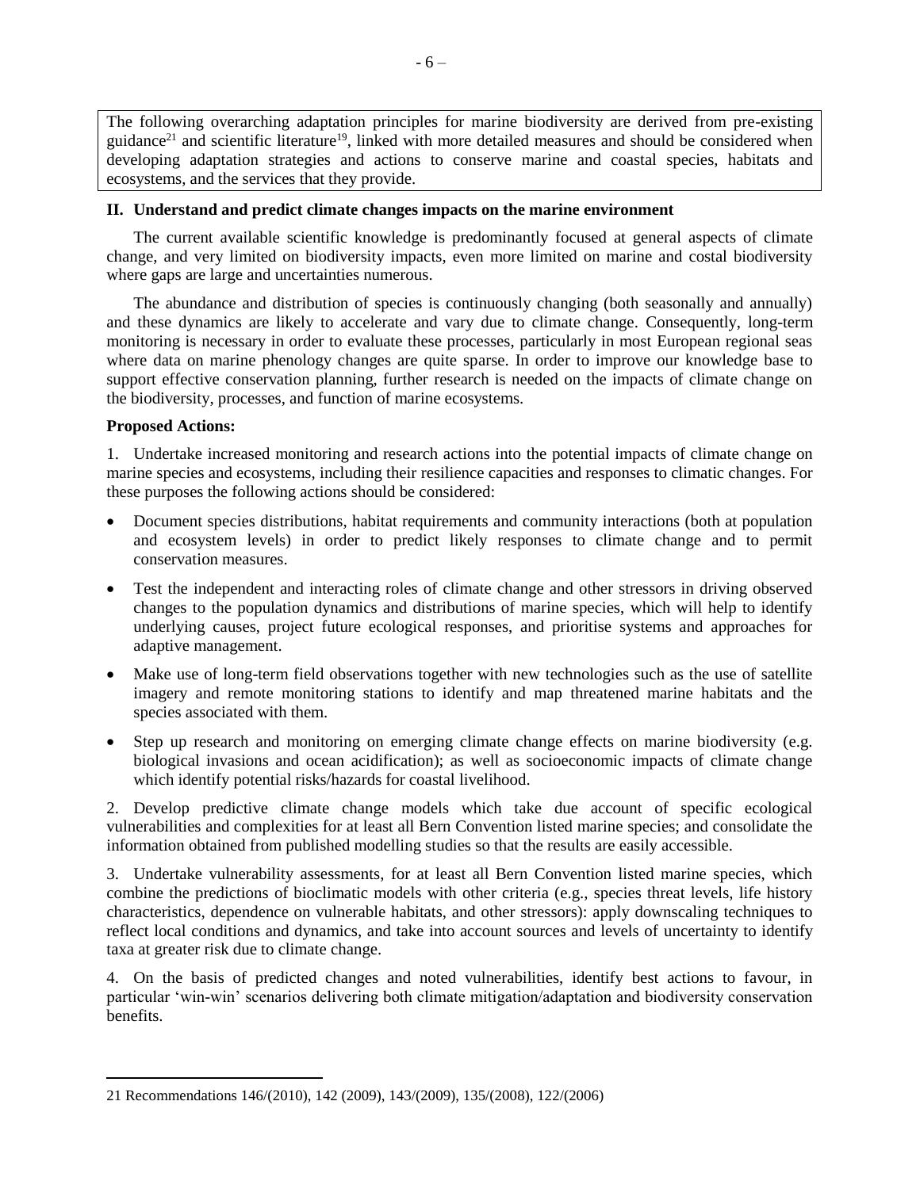The following overarching adaptation principles for marine biodiversity are derived from pre-existing guidance[21] and scientific literature[19], linked with more detailed measures and should be considered when developing adaptation strategies and actions to conserve marine and coastal species, habitats and ecosystems, and the services that they provide.

## II. Understand and predict climate changes impacts on the marine environment

The current available scientific knowledge is predominantly focused at general aspects of climate change, and very limited on biodiversity impacts, even more limited on marine and costal biodiversity where gaps are large and uncertainties numerous.

The abundance and distribution of species is continuously changing (both seasonally and annually) and these dynamics are likely to accelerate and vary due to climate change. Consequently, long-term monitoring is necessary in order to evaluate these processes, particularly in most European regional seas where data on marine phenology changes are quite sparse. In order to improve our knowledge base to support effective conservation planning, further research is needed on the impacts of climate change on the biodiversity, processes, and function of marine ecosystems.

**Proposed Actions:**

1. Undertake increased monitoring and research actions into the potential impacts of climate change on marine species and ecosystems, including their resilience capacities and responses to climatic changes. For these purposes the following actions should be considered:

- Document species distributions, habitat requirements and community interactions (both at population and ecosystem levels) in order to predict likely responses to climate change and to permit conservation measures.
- Test the independent and interacting roles of climate change and other stressors in driving observed changes to the population dynamics and distributions of marine species, which will help to identify underlying causes, project future ecological responses, and prioritise systems and approaches for adaptive management.
- Make use of long-term field observations together with new technologies such as the use of satellite imagery and remote monitoring stations to identify and map threatened marine habitats and the species associated with them.
- Step up research and monitoring on emerging climate change effects on marine biodiversity (e.g. biological invasions and ocean acidification); as well as socioeconomic impacts of climate change which identify potential risks/hazards for coastal livelihood.

2. Develop predictive climate change models which take due account of specific ecological vulnerabilities and complexities for at least all Bern Convention listed marine species; and consolidate the information obtained from published modelling studies so that the results are easily accessible.

3. Undertake vulnerability assessments, for at least all Bern Convention listed marine species, which combine the predictions of bioclimatic models with other criteria (e.g., species threat levels, life history characteristics, dependence on vulnerable habitats, and other stressors): apply downscaling techniques to reflect local conditions and dynamics, and take into account sources and levels of uncertainty to identify taxa at greater risk due to climate change.

4. On the basis of predicted changes and noted vulnerabilities, identify best actions to favour, in particular 'win-win' scenarios delivering both climate mitigation/adaptation and biodiversity conservation benefits.

---

21 Recommendations 146/(2010), 142 (2009), 143/(2009), 135/(2008), 122/(2006)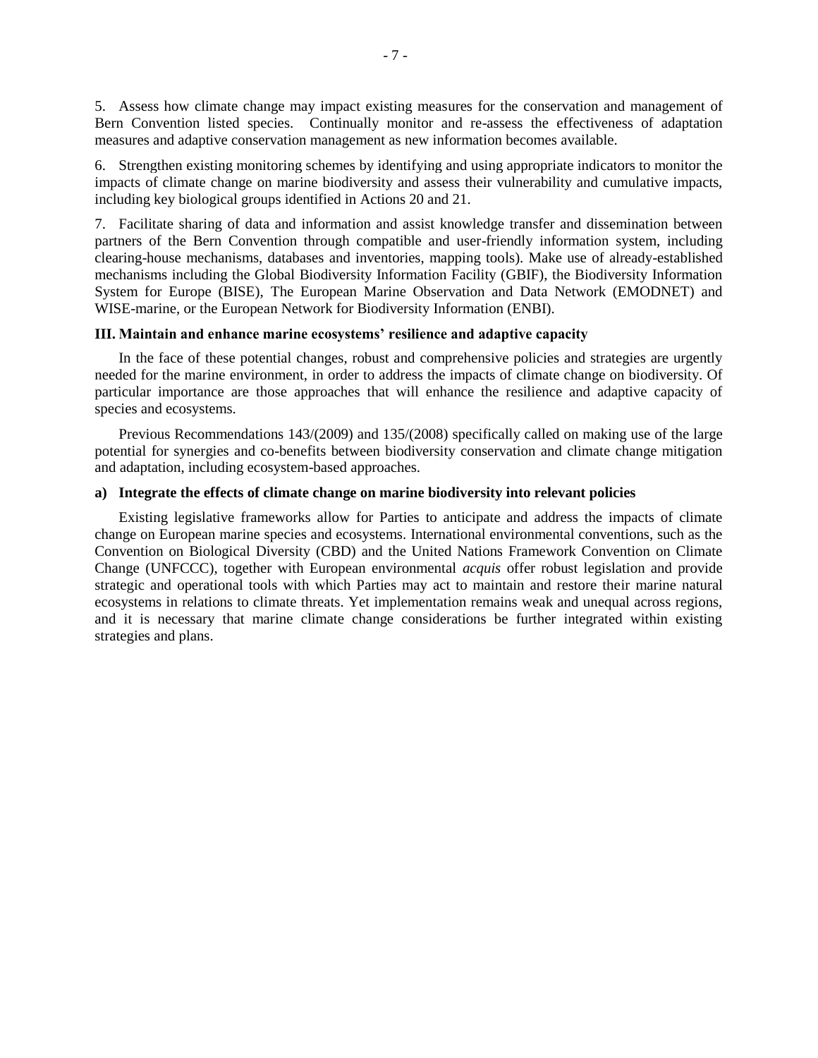5. Assess how climate change may impact existing measures for the conservation and management of Bern Convention listed species. Continually monitor and re-assess the effectiveness of adaptation measures and adaptive conservation management as new information becomes available.

6. Strengthen existing monitoring schemes by identifying and using appropriate indicators to monitor the impacts of climate change on marine biodiversity and assess their vulnerability and cumulative impacts, including key biological groups identified in Actions 20 and 21.

7. Facilitate sharing of data and information and assist knowledge transfer and dissemination between partners of the Bern Convention through compatible and user-friendly information system, including clearing-house mechanisms, databases and inventories, mapping tools). Make use of already-established mechanisms including the Global Biodiversity Information Facility (GBIF), the Biodiversity Information System for Europe (BISE), The European Marine Observation and Data Network (EMODNET) and WISE-marine, or the European Network for Biodiversity Information (ENBI).

### III. Maintain and enhance marine ecosystems' resilience and adaptive capacity

In the face of these potential changes, robust and comprehensive policies and strategies are urgently needed for the marine environment, in order to address the impacts of climate change on biodiversity. Of particular importance are those approaches that will enhance the resilience and adaptive capacity of species and ecosystems.

Previous Recommendations 143/(2009) and 135/(2008) specifically called on making use of the large potential for synergies and co-benefits between biodiversity conservation and climate change mitigation and adaptation, including ecosystem-based approaches.

#### a) Integrate the effects of climate change on marine biodiversity into relevant policies

Existing legislative frameworks allow for Parties to anticipate and address the impacts of climate change on European marine species and ecosystems. International environmental conventions, such as the Convention on Biological Diversity (CBD) and the United Nations Framework Convention on Climate Change (UNFCCC), together with European environmental *acquis* offer robust legislation and provide strategic and operational tools with which Parties may act to maintain and restore their marine natural ecosystems in relations to climate threats. Yet implementation remains weak and unequal across regions, and it is necessary that marine climate change considerations be further integrated within existing strategies and plans.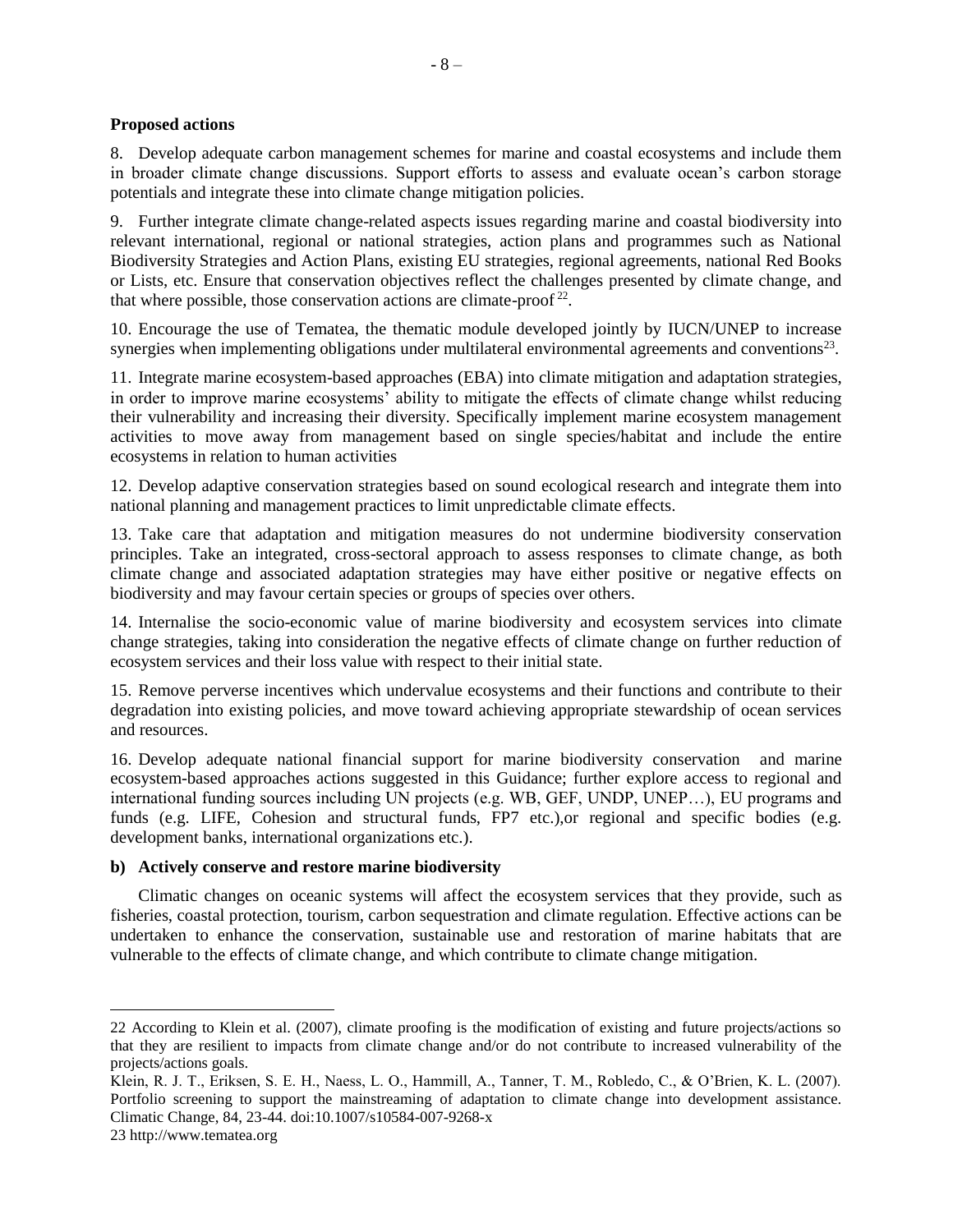**Proposed actions**

8. Develop adequate carbon management schemes for marine and coastal ecosystems and include them in broader climate change discussions. Support efforts to assess and evaluate ocean's carbon storage potentials and integrate these into climate change mitigation policies.

9. Further integrate climate change-related aspects issues regarding marine and coastal biodiversity into relevant international, regional or national strategies, action plans and programmes such as National Biodiversity Strategies and Action Plans, existing EU strategies, regional agreements, national Red Books or Lists, etc. Ensure that conservation objectives reflect the challenges presented by climate change, and that where possible, those conservation actions are climate-proof [22].

10. Encourage the use of Tematea, the thematic module developed jointly by IUCN/UNEP to increase synergies when implementing obligations under multilateral environmental agreements and conventions[23].

11. Integrate marine ecosystem-based approaches (EBA) into climate mitigation and adaptation strategies, in order to improve marine ecosystems' ability to mitigate the effects of climate change whilst reducing their vulnerability and increasing their diversity. Specifically implement marine ecosystem management activities to move away from management based on single species/habitat and include the entire ecosystems in relation to human activities

12. Develop adaptive conservation strategies based on sound ecological research and integrate them into national planning and management practices to limit unpredictable climate effects.

13. Take care that adaptation and mitigation measures do not undermine biodiversity conservation principles. Take an integrated, cross-sectoral approach to assess responses to climate change, as both climate change and associated adaptation strategies may have either positive or negative effects on biodiversity and may favour certain species or groups of species over others.

14. Internalise the socio-economic value of marine biodiversity and ecosystem services into climate change strategies, taking into consideration the negative effects of climate change on further reduction of ecosystem services and their loss value with respect to their initial state.

15. Remove perverse incentives which undervalue ecosystems and their functions and contribute to their degradation into existing policies, and move toward achieving appropriate stewardship of ocean services and resources.

16. Develop adequate national financial support for marine biodiversity conservation and marine ecosystem-based approaches actions suggested in this Guidance; further explore access to regional and international funding sources including UN projects (e.g. WB, GEF, UNDP, UNEP…), EU programs and funds (e.g. LIFE, Cohesion and structural funds, FP7 etc.),or regional and specific bodies (e.g. development banks, international organizations etc.).

**b) Actively conserve and restore marine biodiversity**

Climatic changes on oceanic systems will affect the ecosystem services that they provide, such as fisheries, coastal protection, tourism, carbon sequestration and climate regulation. Effective actions can be undertaken to enhance the conservation, sustainable use and restoration of marine habitats that are vulnerable to the effects of climate change, and which contribute to climate change mitigation.

---

22 According to Klein et al. (2007), climate proofing is the modification of existing and future projects/actions so that they are resilient to impacts from climate change and/or do not contribute to increased vulnerability of the projects/actions goals.

Klein, R. J. T., Eriksen, S. E. H., Naess, L. O., Hammill, A., Tanner, T. M., Robledo, C., & O'Brien, K. L. (2007). Portfolio screening to support the mainstreaming of adaptation to climate change into development assistance. Climatic Change, 84, 23-44. doi:10.1007/s10584-007-9268-x

23 http://www.tematea.org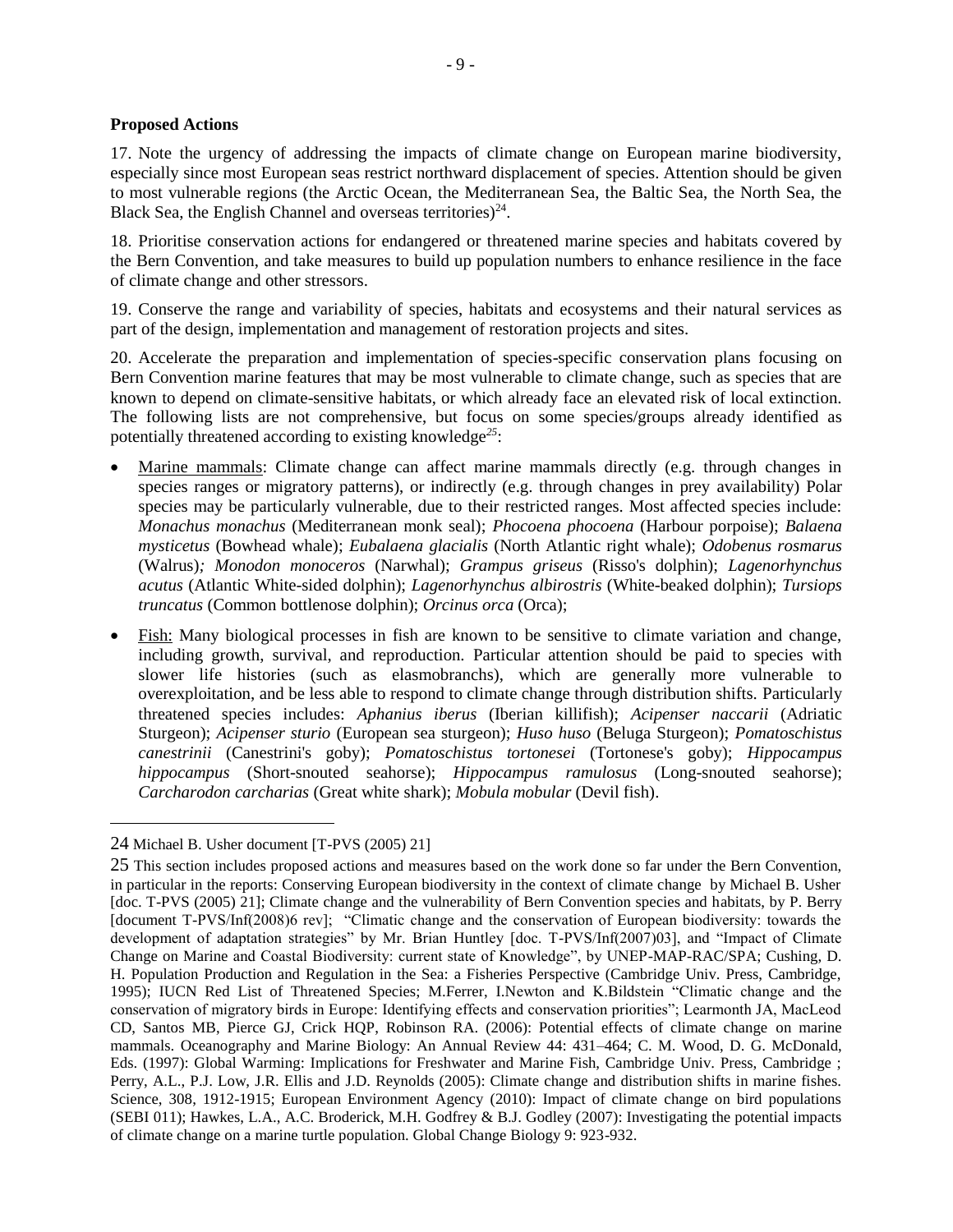**Proposed Actions**

17. Note the urgency of addressing the impacts of climate change on European marine biodiversity, especially since most European seas restrict northward displacement of species. Attention should be given to most vulnerable regions (the Arctic Ocean, the Mediterranean Sea, the Baltic Sea, the North Sea, the Black Sea, the English Channel and overseas territories)[24].

18. Prioritise conservation actions for endangered or threatened marine species and habitats covered by the Bern Convention, and take measures to build up population numbers to enhance resilience in the face of climate change and other stressors.

19. Conserve the range and variability of species, habitats and ecosystems and their natural services as part of the design, implementation and management of restoration projects and sites.

20. Accelerate the preparation and implementation of species-specific conservation plans focusing on Bern Convention marine features that may be most vulnerable to climate change, such as species that are known to depend on climate-sensitive habitats, or which already face an elevated risk of local extinction. The following lists are not comprehensive, but focus on some species/groups already identified as potentially threatened according to existing knowledge[25]:

- Marine mammals: Climate change can affect marine mammals directly (e.g. through changes in species ranges or migratory patterns), or indirectly (e.g. through changes in prey availability) Polar species may be particularly vulnerable, due to their restricted ranges. Most affected species include: *Monachus monachus* (Mediterranean monk seal); *Phocoena phocoena* (Harbour porpoise); *Balaena mysticetus* (Bowhead whale); *Eubalaena glacialis* (North Atlantic right whale); *Odobenus rosmarus* (Walrus)*;* *Monodon monoceros* (Narwhal); *Grampus griseus* (Risso's dolphin); *Lagenorhynchus acutus* (Atlantic White-sided dolphin); *Lagenorhynchus albirostris* (White-beaked dolphin); *Tursiops truncatus* (Common bottlenose dolphin); *Orcinus orca* (Orca);

- Fish: Many biological processes in fish are known to be sensitive to climate variation and change, including growth, survival, and reproduction. Particular attention should be paid to species with slower life histories (such as elasmobranchs), which are generally more vulnerable to overexploitation, and be less able to respond to climate change through distribution shifts. Particularly threatened species includes: *Aphanius iberus* (Iberian killifish); *Acipenser naccarii* (Adriatic Sturgeon); *Acipenser sturio* (European sea sturgeon); *Huso huso* (Beluga Sturgeon); *Pomatoschistus canestrinii* (Canestrini's goby); *Pomatoschistus tortonesei* (Tortonese's goby); *Hippocampus hippocampus* (Short-snouted seahorse); *Hippocampus ramulosus* (Long-snouted seahorse); *Carcharodon carcharias* (Great white shark); *Mobula mobular* (Devil fish).

---

24 Michael B. Usher document [T-PVS (2005) 21]

25 This section includes proposed actions and measures based on the work done so far under the Bern Convention, in particular in the reports: Conserving European biodiversity in the context of climate change by Michael B. Usher [doc. T-PVS (2005) 21]; Climate change and the vulnerability of Bern Convention species and habitats, by P. Berry [document T-PVS/Inf(2008)6 rev]; "Climatic change and the conservation of European biodiversity: towards the development of adaptation strategies" by Mr. Brian Huntley [doc. T-PVS/Inf(2007)03], and "Impact of Climate Change on Marine and Coastal Biodiversity: current state of Knowledge", by UNEP-MAP-RAC/SPA; Cushing, D. H. Population Production and Regulation in the Sea: a Fisheries Perspective (Cambridge Univ. Press, Cambridge, 1995); IUCN Red List of Threatened Species; M.Ferrer, I.Newton and K.Bildstein "Climatic change and the conservation of migratory birds in Europe: Identifying effects and conservation priorities"; Learmonth JA, MacLeod CD, Santos MB, Pierce GJ, Crick HQP, Robinson RA. (2006): Potential effects of climate change on marine mammals. Oceanography and Marine Biology: An Annual Review 44: 431–464; C. M. Wood, D. G. McDonald, Eds. (1997): Global Warming: Implications for Freshwater and Marine Fish, Cambridge Univ. Press, Cambridge ; Perry, A.L., P.J. Low, J.R. Ellis and J.D. Reynolds (2005): Climate change and distribution shifts in marine fishes. Science, 308, 1912-1915; European Environment Agency (2010): Impact of climate change on bird populations (SEBI 011); Hawkes, L.A., A.C. Broderick, M.H. Godfrey & B.J. Godley (2007): Investigating the potential impacts of climate change on a marine turtle population. Global Change Biology 9: 923-932.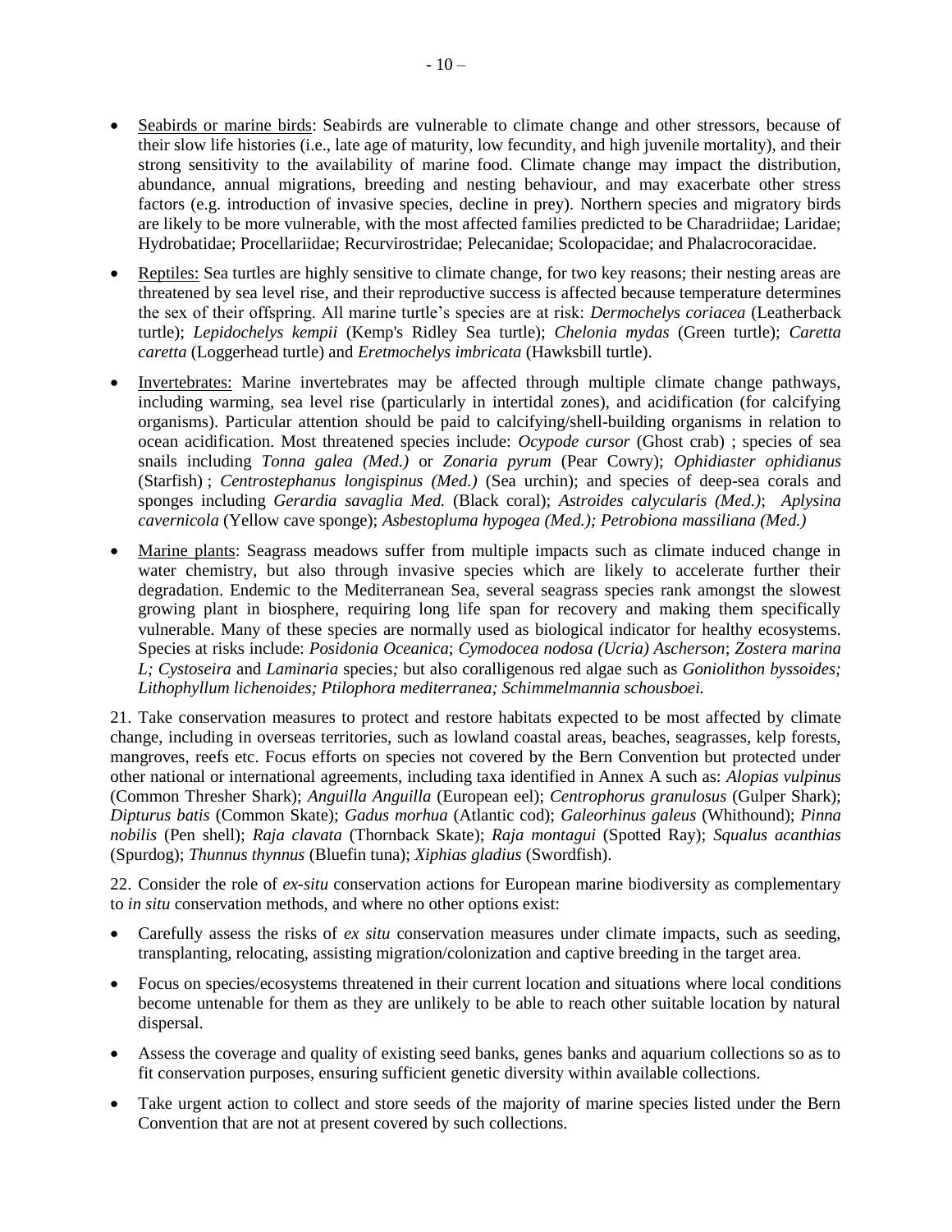- <u>Seabirds or marine birds</u>: Seabirds are vulnerable to climate change and other stressors, because of their slow life histories (i.e., late age of maturity, low fecundity, and high juvenile mortality), and their strong sensitivity to the availability of marine food. Climate change may impact the distribution, abundance, annual migrations, breeding and nesting behaviour, and may exacerbate other stress factors (e.g. introduction of invasive species, decline in prey). Northern species and migratory birds are likely to be more vulnerable, with the most affected families predicted to be Charadriidae; Laridae; Hydrobatidae; Procellariidae; Recurvirostridae; Pelecanidae; Scolopacidae; and Phalacrocoracidae.

- <u>Reptiles:</u> Sea turtles are highly sensitive to climate change, for two key reasons; their nesting areas are threatened by sea level rise, and their reproductive success is affected because temperature determines the sex of their offspring. All marine turtle's species are at risk: *Dermochelys coriacea* (Leatherback turtle); *Lepidochelys kempii* (Kemp's Ridley Sea turtle); *Chelonia mydas* (Green turtle); *Caretta caretta* (Loggerhead turtle) and *Eretmochelys imbricata* (Hawksbill turtle).

- <u>Invertebrates:</u> Marine invertebrates may be affected through multiple climate change pathways, including warming, sea level rise (particularly in intertidal zones), and acidification (for calcifying organisms). Particular attention should be paid to calcifying/shell-building organisms in relation to ocean acidification. Most threatened species include: *Ocypode cursor* (Ghost crab) ; species of sea snails including *Tonna galea (Med.)* or *Zonaria pyrum* (Pear Cowry); *Ophidiaster ophidianus* (Starfish) ; *Centrostephanus longispinus (Med.)* (Sea urchin); and species of deep-sea corals and sponges including *Gerardia savaglia Med.* (Black coral); *Astroides calycularis (Med.)*; *Aplysina cavernicola* (Yellow cave sponge); *Asbestopluma hypogea (Med.); Petrobiona massiliana (Med.)*

- <u>Marine plants</u>: Seagrass meadows suffer from multiple impacts such as climate induced change in water chemistry, but also through invasive species which are likely to accelerate further their degradation. Endemic to the Mediterranean Sea, several seagrass species rank amongst the slowest growing plant in biosphere, requiring long life span for recovery and making them specifically vulnerable. Many of these species are normally used as biological indicator for healthy ecosystems. Species at risks include: *Posidonia Oceanica*; *Cymodocea nodosa (Ucria) Ascherson*; *Zostera marina L; Cystoseira* and *Laminaria* species*;* but also coralligenous red algae such as *Goniolithon byssoides; Lithophyllum lichenoides; Ptilophora mediterranea; Schimmelmannia schousboei.*

21. Take conservation measures to protect and restore habitats expected to be most affected by climate change, including in overseas territories, such as lowland coastal areas, beaches, seagrasses, kelp forests, mangroves, reefs etc. Focus efforts on species not covered by the Bern Convention but protected under other national or international agreements, including taxa identified in Annex A such as: *Alopias vulpinus* (Common Thresher Shark); *Anguilla Anguilla* (European eel); *Centrophorus granulosus* (Gulper Shark); *Dipturus batis* (Common Skate); *Gadus morhua* (Atlantic cod); *Galeorhinus galeus* (Whithound); *Pinna nobilis* (Pen shell); *Raja clavata* (Thornback Skate); *Raja montagui* (Spotted Ray); *Squalus acanthias* (Spurdog); *Thunnus thynnus* (Bluefin tuna); *Xiphias gladius* (Swordfish).

22. Consider the role of *ex-situ* conservation actions for European marine biodiversity as complementary to *in situ* conservation methods, and where no other options exist:

- Carefully assess the risks of *ex situ* conservation measures under climate impacts, such as seeding, transplanting, relocating, assisting migration/colonization and captive breeding in the target area.
- Focus on species/ecosystems threatened in their current location and situations where local conditions become untenable for them as they are unlikely to be able to reach other suitable location by natural dispersal.
- Assess the coverage and quality of existing seed banks, genes banks and aquarium collections so as to fit conservation purposes, ensuring sufficient genetic diversity within available collections.
- Take urgent action to collect and store seeds of the majority of marine species listed under the Bern Convention that are not at present covered by such collections.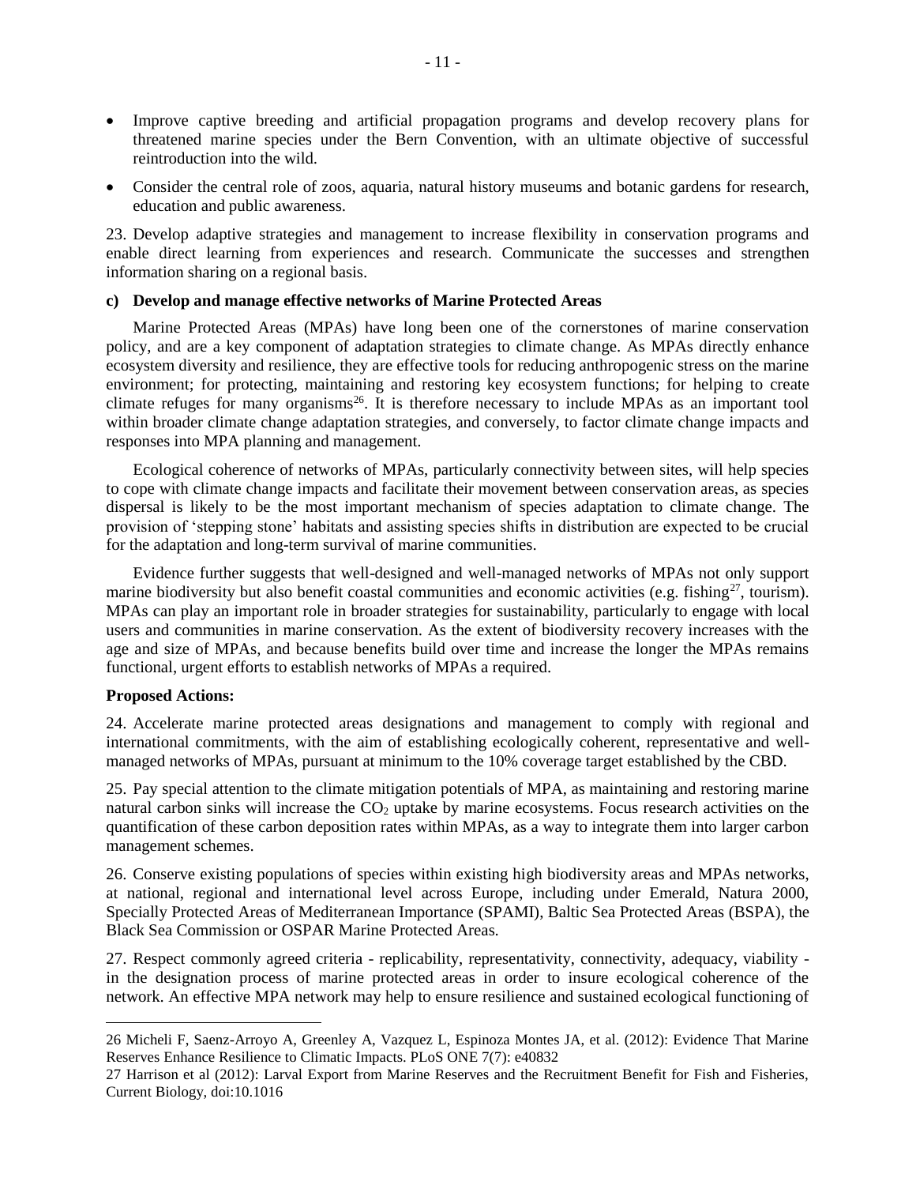- Improve captive breeding and artificial propagation programs and develop recovery plans for threatened marine species under the Bern Convention, with an ultimate objective of successful reintroduction into the wild.
- Consider the central role of zoos, aquaria, natural history museums and botanic gardens for research, education and public awareness.

23. Develop adaptive strategies and management to increase flexibility in conservation programs and enable direct learning from experiences and research. Communicate the successes and strengthen information sharing on a regional basis.

**c) Develop and manage effective networks of Marine Protected Areas**

Marine Protected Areas (MPAs) have long been one of the cornerstones of marine conservation policy, and are a key component of adaptation strategies to climate change. As MPAs directly enhance ecosystem diversity and resilience, they are effective tools for reducing anthropogenic stress on the marine environment; for protecting, maintaining and restoring key ecosystem functions; for helping to create climate refuges for many organisms[26]. It is therefore necessary to include MPAs as an important tool within broader climate change adaptation strategies, and conversely, to factor climate change impacts and responses into MPA planning and management.

Ecological coherence of networks of MPAs, particularly connectivity between sites, will help species to cope with climate change impacts and facilitate their movement between conservation areas, as species dispersal is likely to be the most important mechanism of species adaptation to climate change. The provision of 'stepping stone' habitats and assisting species shifts in distribution are expected to be crucial for the adaptation and long-term survival of marine communities.

Evidence further suggests that well-designed and well-managed networks of MPAs not only support marine biodiversity but also benefit coastal communities and economic activities (e.g. fishing[27], tourism). MPAs can play an important role in broader strategies for sustainability, particularly to engage with local users and communities in marine conservation. As the extent of biodiversity recovery increases with the age and size of MPAs, and because benefits build over time and increase the longer the MPAs remains functional, urgent efforts to establish networks of MPAs a required.

**Proposed Actions:**

24. Accelerate marine protected areas designations and management to comply with regional and international commitments, with the aim of establishing ecologically coherent, representative and well-managed networks of MPAs, pursuant at minimum to the 10% coverage target established by the CBD.

25. Pay special attention to the climate mitigation potentials of MPA, as maintaining and restoring marine natural carbon sinks will increase the $CO_2$ uptake by marine ecosystems. Focus research activities on the quantification of these carbon deposition rates within MPAs, as a way to integrate them into larger carbon management schemes.

26. Conserve existing populations of species within existing high biodiversity areas and MPAs networks, at national, regional and international level across Europe, including under Emerald, Natura 2000, Specially Protected Areas of Mediterranean Importance (SPAMI), Baltic Sea Protected Areas (BSPA), the Black Sea Commission or OSPAR Marine Protected Areas.

27. Respect commonly agreed criteria - replicability, representativity, connectivity, adequacy, viability - in the designation process of marine protected areas in order to insure ecological coherence of the network. An effective MPA network may help to ensure resilience and sustained ecological functioning of

---

26 Micheli F, Saenz-Arroyo A, Greenley A, Vazquez L, Espinoza Montes JA, et al. (2012): Evidence That Marine Reserves Enhance Resilience to Climatic Impacts. PLoS ONE 7(7): e40832

27 Harrison et al (2012): Larval Export from Marine Reserves and the Recruitment Benefit for Fish and Fisheries, Current Biology, doi:10.1016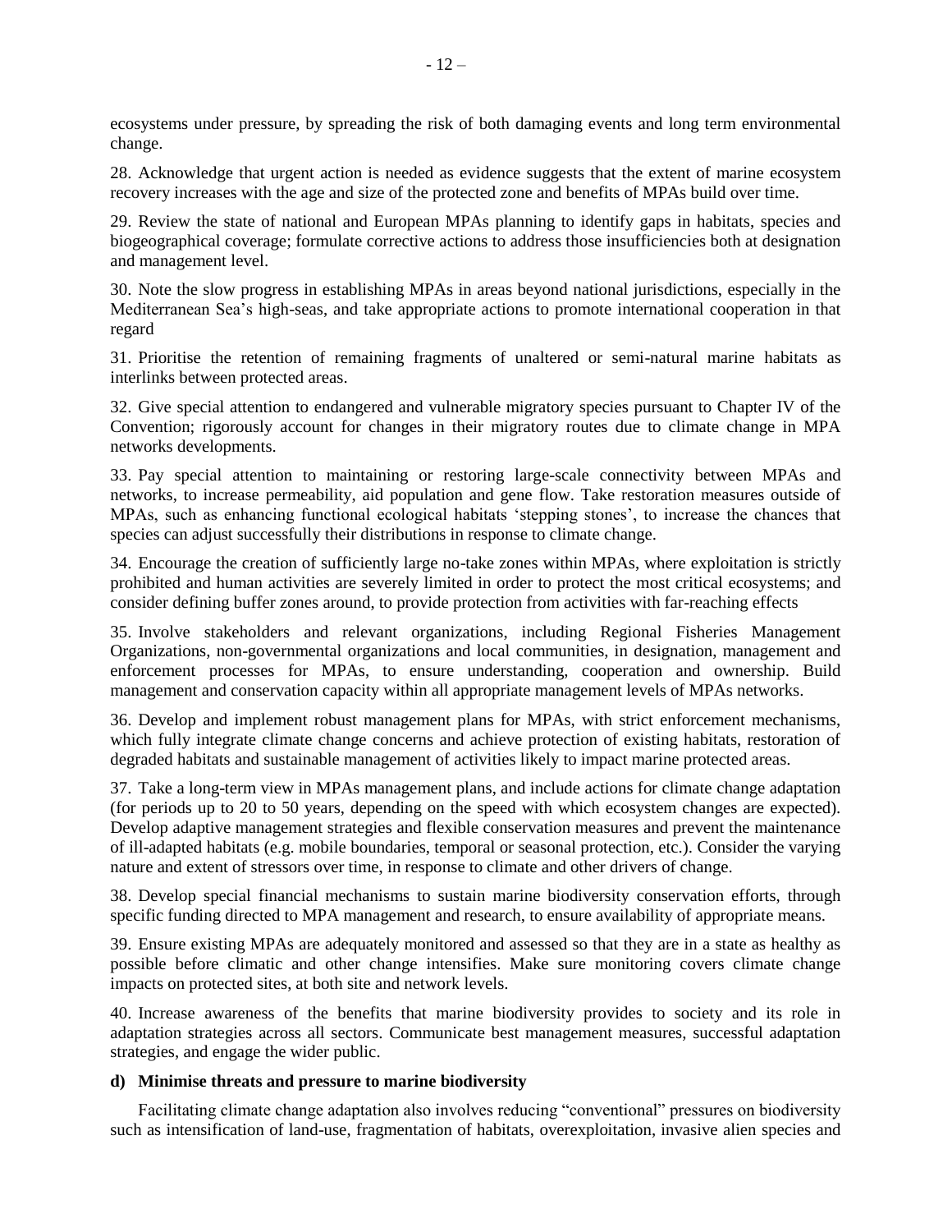ecosystems under pressure, by spreading the risk of both damaging events and long term environmental change.

28. Acknowledge that urgent action is needed as evidence suggests that the extent of marine ecosystem recovery increases with the age and size of the protected zone and benefits of MPAs build over time.

29. Review the state of national and European MPAs planning to identify gaps in habitats, species and biogeographical coverage; formulate corrective actions to address those insufficiencies both at designation and management level.

30. Note the slow progress in establishing MPAs in areas beyond national jurisdictions, especially in the Mediterranean Sea's high-seas, and take appropriate actions to promote international cooperation in that regard

31. Prioritise the retention of remaining fragments of unaltered or semi-natural marine habitats as interlinks between protected areas.

32. Give special attention to endangered and vulnerable migratory species pursuant to Chapter IV of the Convention; rigorously account for changes in their migratory routes due to climate change in MPA networks developments.

33. Pay special attention to maintaining or restoring large-scale connectivity between MPAs and networks, to increase permeability, aid population and gene flow. Take restoration measures outside of MPAs, such as enhancing functional ecological habitats 'stepping stones', to increase the chances that species can adjust successfully their distributions in response to climate change.

34. Encourage the creation of sufficiently large no-take zones within MPAs, where exploitation is strictly prohibited and human activities are severely limited in order to protect the most critical ecosystems; and consider defining buffer zones around, to provide protection from activities with far-reaching effects

35. Involve stakeholders and relevant organizations, including Regional Fisheries Management Organizations, non-governmental organizations and local communities, in designation, management and enforcement processes for MPAs, to ensure understanding, cooperation and ownership. Build management and conservation capacity within all appropriate management levels of MPAs networks.

36. Develop and implement robust management plans for MPAs, with strict enforcement mechanisms, which fully integrate climate change concerns and achieve protection of existing habitats, restoration of degraded habitats and sustainable management of activities likely to impact marine protected areas.

37. Take a long-term view in MPAs management plans, and include actions for climate change adaptation (for periods up to 20 to 50 years, depending on the speed with which ecosystem changes are expected). Develop adaptive management strategies and flexible conservation measures and prevent the maintenance of ill-adapted habitats (e.g. mobile boundaries, temporal or seasonal protection, etc.). Consider the varying nature and extent of stressors over time, in response to climate and other drivers of change.

38. Develop special financial mechanisms to sustain marine biodiversity conservation efforts, through specific funding directed to MPA management and research, to ensure availability of appropriate means.

39. Ensure existing MPAs are adequately monitored and assessed so that they are in a state as healthy as possible before climatic and other change intensifies. Make sure monitoring covers climate change impacts on protected sites, at both site and network levels.

40. Increase awareness of the benefits that marine biodiversity provides to society and its role in adaptation strategies across all sectors. Communicate best management measures, successful adaptation strategies, and engage the wider public.

**d) Minimise threats and pressure to marine biodiversity**

Facilitating climate change adaptation also involves reducing "conventional" pressures on biodiversity such as intensification of land-use, fragmentation of habitats, overexploitation, invasive alien species and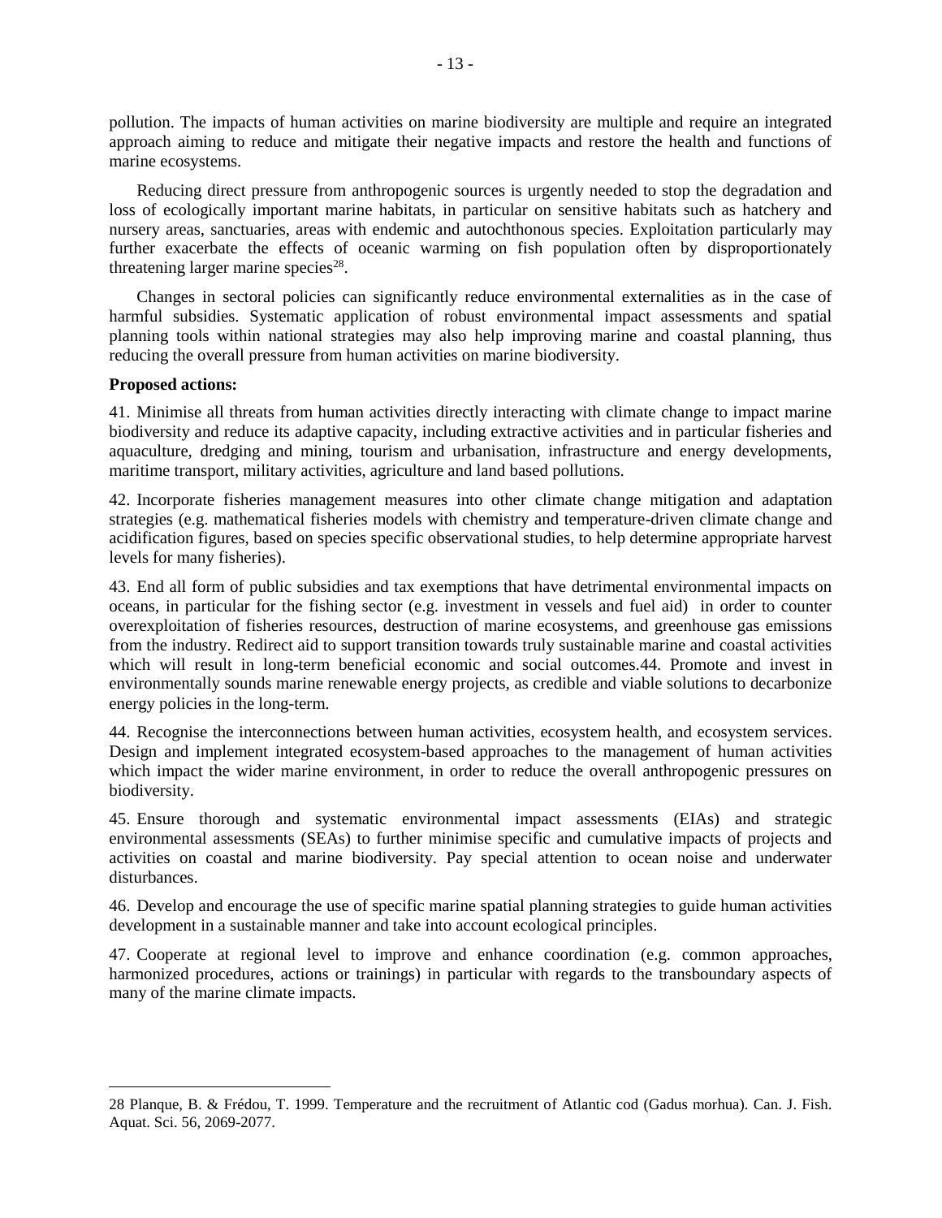pollution. The impacts of human activities on marine biodiversity are multiple and require an integrated approach aiming to reduce and mitigate their negative impacts and restore the health and functions of marine ecosystems.

Reducing direct pressure from anthropogenic sources is urgently needed to stop the degradation and loss of ecologically important marine habitats, in particular on sensitive habitats such as hatchery and nursery areas, sanctuaries, areas with endemic and autochthonous species. Exploitation particularly may further exacerbate the effects of oceanic warming on fish population often by disproportionately threatening larger marine species[28].

Changes in sectoral policies can significantly reduce environmental externalities as in the case of harmful subsidies. Systematic application of robust environmental impact assessments and spatial planning tools within national strategies may also help improving marine and coastal planning, thus reducing the overall pressure from human activities on marine biodiversity.

**Proposed actions:**

41. Minimise all threats from human activities directly interacting with climate change to impact marine biodiversity and reduce its adaptive capacity, including extractive activities and in particular fisheries and aquaculture, dredging and mining, tourism and urbanisation, infrastructure and energy developments, maritime transport, military activities, agriculture and land based pollutions.

42. Incorporate fisheries management measures into other climate change mitigation and adaptation strategies (e.g. mathematical fisheries models with chemistry and temperature-driven climate change and acidification figures, based on species specific observational studies, to help determine appropriate harvest levels for many fisheries).

43. End all form of public subsidies and tax exemptions that have detrimental environmental impacts on oceans, in particular for the fishing sector (e.g. investment in vessels and fuel aid) in order to counter overexploitation of fisheries resources, destruction of marine ecosystems, and greenhouse gas emissions from the industry. Redirect aid to support transition towards truly sustainable marine and coastal activities which will result in long-term beneficial economic and social outcomes.44. Promote and invest in environmentally sounds marine renewable energy projects, as credible and viable solutions to decarbonize energy policies in the long-term.

44. Recognise the interconnections between human activities, ecosystem health, and ecosystem services. Design and implement integrated ecosystem-based approaches to the management of human activities which impact the wider marine environment, in order to reduce the overall anthropogenic pressures on biodiversity.

45. Ensure thorough and systematic environmental impact assessments (EIAs) and strategic environmental assessments (SEAs) to further minimise specific and cumulative impacts of projects and activities on coastal and marine biodiversity. Pay special attention to ocean noise and underwater disturbances.

46. Develop and encourage the use of specific marine spatial planning strategies to guide human activities development in a sustainable manner and take into account ecological principles.

47. Cooperate at regional level to improve and enhance coordination (e.g. common approaches, harmonized procedures, actions or trainings) in particular with regards to the transboundary aspects of many of the marine climate impacts.

---

28 Planque, B. & Frédou, T. 1999. Temperature and the recruitment of Atlantic cod (Gadus morhua). Can. J. Fish. Aquat. Sci. 56, 2069-2077.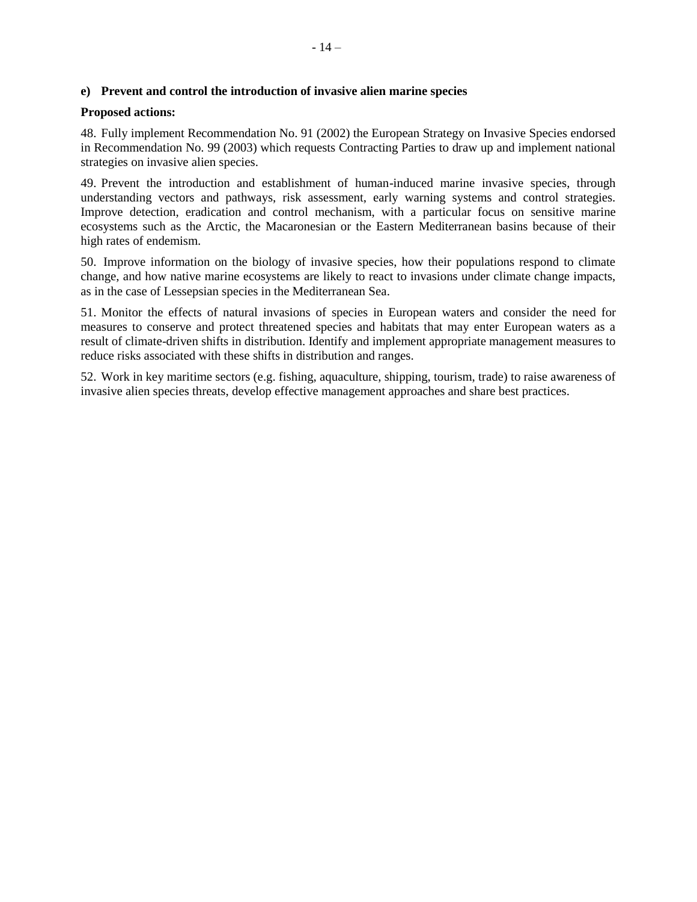**e) Prevent and control the introduction of invasive alien marine species**

**Proposed actions:**

48. Fully implement Recommendation No. 91 (2002) the European Strategy on Invasive Species endorsed in Recommendation No. 99 (2003) which requests Contracting Parties to draw up and implement national strategies on invasive alien species.

49. Prevent the introduction and establishment of human-induced marine invasive species, through understanding vectors and pathways, risk assessment, early warning systems and control strategies. Improve detection, eradication and control mechanism, with a particular focus on sensitive marine ecosystems such as the Arctic, the Macaronesian or the Eastern Mediterranean basins because of their high rates of endemism.

50. Improve information on the biology of invasive species, how their populations respond to climate change, and how native marine ecosystems are likely to react to invasions under climate change impacts, as in the case of Lessepsian species in the Mediterranean Sea.

51. Monitor the effects of natural invasions of species in European waters and consider the need for measures to conserve and protect threatened species and habitats that may enter European waters as a result of climate-driven shifts in distribution. Identify and implement appropriate management measures to reduce risks associated with these shifts in distribution and ranges.

52. Work in key maritime sectors (e.g. fishing, aquaculture, shipping, tourism, trade) to raise awareness of invasive alien species threats, develop effective management approaches and share best practices.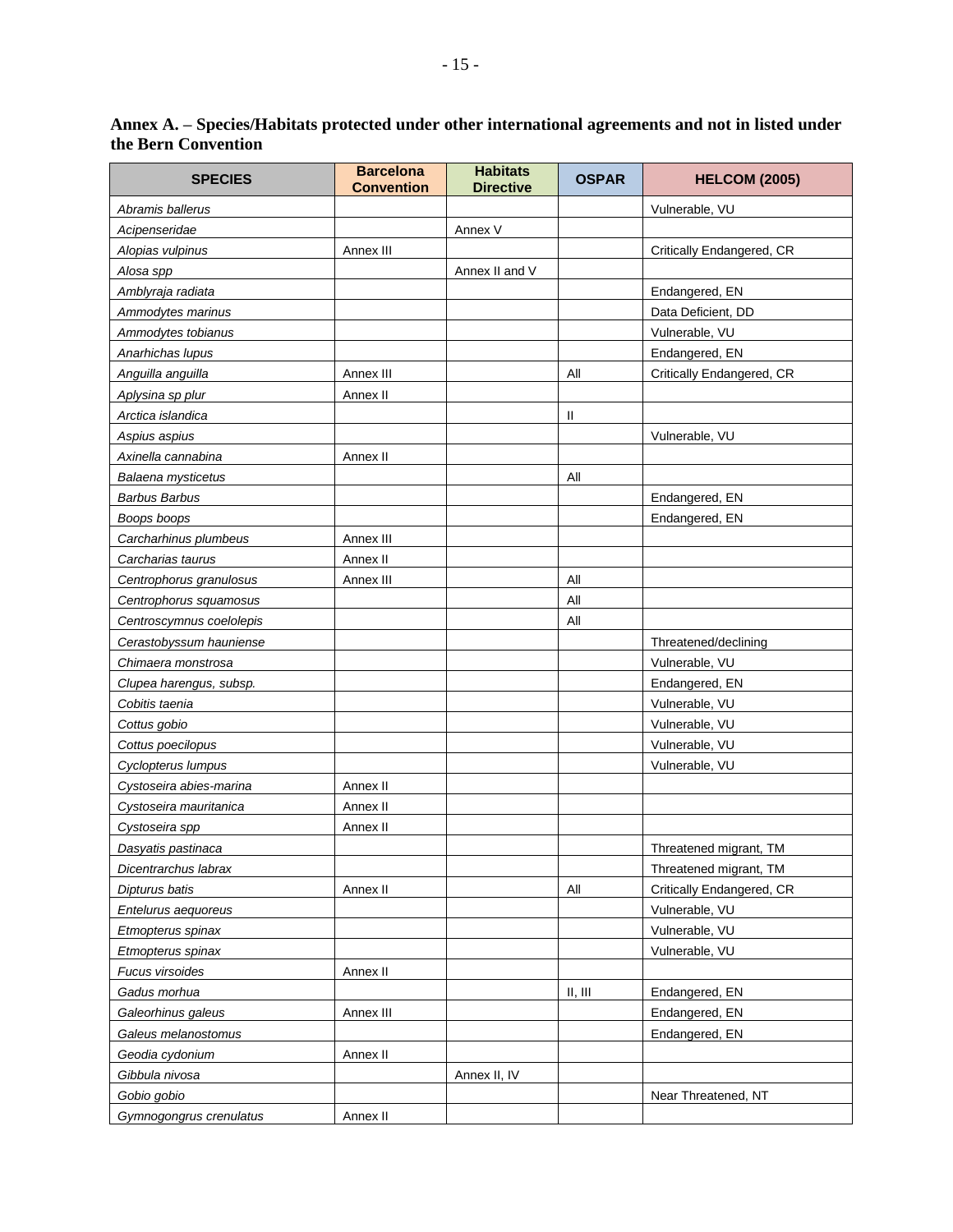**Annex A. – Species/Habitats protected under other international agreements and not in listed under the Bern Convention**

| SPECIES | Barcelona Convention | Habitats Directive | OSPAR | HELCOM (2005) |
|---|---|---|---|---|
| *Abramis ballerus* | | | | Vulnerable, VU |
| *Acipenseridae* | | Annex V | | |
| *Alopias vulpinus* | Annex III | | | Critically Endangered, CR |
| *Alosa spp* | | Annex II and V | | |
| *Amblyraja radiata* | | | | Endangered, EN |
| *Ammodytes marinus* | | | | Data Deficient, DD |
| *Ammodytes tobianus* | | | | Vulnerable, VU |
| *Anarhichas lupus* | | | | Endangered, EN |
| *Anguilla anguilla* | Annex III | | All | Critically Endangered, CR |
| *Aplysina sp plur* | Annex II | | | |
| *Arctica islandica* | | | II | |
| *Aspius aspius* | | | | Vulnerable, VU |
| *Axinella cannabina* | Annex II | | | |
| *Balaena mysticetus* | | | All | |
| *Barbus Barbus* | | | | Endangered, EN |
| *Boops boops* | | | | Endangered, EN |
| *Carcharhinus plumbeus* | Annex III | | | |
| *Carcharias taurus* | Annex II | | | |
| *Centrophorus granulosus* | Annex III | | All | |
| *Centrophorus squamosus* | | | All | |
| *Centroscymnus coelolepis* | | | All | |
| *Cerastobyssum hauniense* | | | | Threatened/declining |
| *Chimaera monstrosa* | | | | Vulnerable, VU |
| *Clupea harengus, subsp.* | | | | Endangered, EN |
| *Cobitis taenia* | | | | Vulnerable, VU |
| *Cottus gobio* | | | | Vulnerable, VU |
| *Cottus poecilopus* | | | | Vulnerable, VU |
| *Cyclopterus lumpus* | | | | Vulnerable, VU |
| *Cystoseira abies-marina* | Annex II | | | |
| *Cystoseira mauritanica* | Annex II | | | |
| *Cystoseira spp* | Annex II | | | |
| *Dasyatis pastinaca* | | | | Threatened migrant, TM |
| *Dicentrarchus labrax* | | | | Threatened migrant, TM |
| *Dipturus batis* | Annex II | | All | Critically Endangered, CR |
| *Entelurus aequoreus* | | | | Vulnerable, VU |
| *Etmopterus spinax* | | | | Vulnerable, VU |
| *Etmopterus spinax* | | | | Vulnerable, VU |
| *Fucus virsoides* | Annex II | | | |
| *Gadus morhua* | | | II, III | Endangered, EN |
| *Galeorhinus galeus* | Annex III | | | Endangered, EN |
| *Galeus melanostomus* | | | | Endangered, EN |
| *Geodia cydonium* | Annex II | | | |
| *Gibbula nivosa* | | Annex II, IV | | |
| *Gobio gobio* | | | | Near Threatened, NT |
| *Gymnogongrus crenulatus* | Annex II | | | |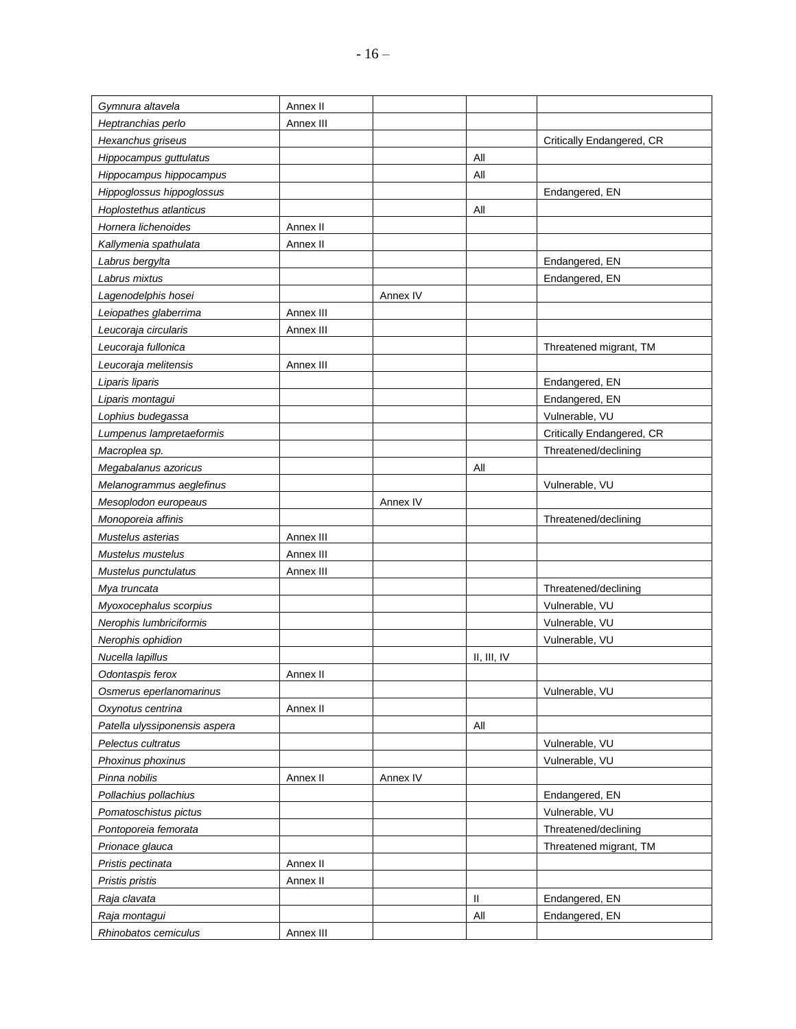| | | | | |
|---|---|---|---|---|
| *Gymnura altavela* | Annex II | | | |
| *Heptranchias perlo* | Annex III | | | |
| *Hexanchus griseus* | | | | Critically Endangered, CR |
| *Hippocampus guttulatus* | | | All | |
| *Hippocampus hippocampus* | | | All | |
| *Hippoglossus hippoglossus* | | | | Endangered, EN |
| *Hoplostethus atlanticus* | | | All | |
| *Hornera lichenoides* | Annex II | | | |
| *Kallymenia spathulata* | Annex II | | | |
| *Labrus bergylta* | | | | Endangered, EN |
| *Labrus mixtus* | | | | Endangered, EN |
| *Lagenodelphis hosei* | | Annex IV | | |
| *Leiopathes glaberrima* | Annex III | | | |
| *Leucoraja circularis* | Annex III | | | |
| *Leucoraja fullonica* | | | | Threatened migrant, TM |
| *Leucoraja melitensis* | Annex III | | | |
| *Liparis liparis* | | | | Endangered, EN |
| *Liparis montagui* | | | | Endangered, EN |
| *Lophius budegassa* | | | | Vulnerable, VU |
| *Lumpenus lampretaeformis* | | | | Critically Endangered, CR |
| *Macroplea sp.* | | | | Threatened/declining |
| *Megabalanus azoricus* | | | All | |
| *Melanogrammus aeglefinus* | | | | Vulnerable, VU |
| *Mesoplodon europeaus* | | Annex IV | | |
| *Monoporeia affinis* | | | | Threatened/declining |
| *Mustelus asterias* | Annex III | | | |
| *Mustelus mustelus* | Annex III | | | |
| *Mustelus punctulatus* | Annex III | | | |
| *Mya truncata* | | | | Threatened/declining |
| *Myoxocephalus scorpius* | | | | Vulnerable, VU |
| *Nerophis lumbriciformis* | | | | Vulnerable, VU |
| *Nerophis ophidion* | | | | Vulnerable, VU |
| *Nucella lapillus* | | | II, III, IV | |
| *Odontaspis ferox* | Annex II | | | |
| *Osmerus eperlanomarinus* | | | | Vulnerable, VU |
| *Oxynotus centrina* | Annex II | | | |
| *Patella ulyssiponensis aspera* | | | All | |
| *Pelectus cultratus* | | | | Vulnerable, VU |
| *Phoxinus phoxinus* | | | | Vulnerable, VU |
| *Pinna nobilis* | Annex II | Annex IV | | |
| *Pollachius pollachius* | | | | Endangered, EN |
| *Pomatoschistus pictus* | | | | Vulnerable, VU |
| *Pontoporeia femorata* | | | | Threatened/declining |
| *Prionace glauca* | | | | Threatened migrant, TM |
| *Pristis pectinata* | Annex II | | | |
| *Pristis pristis* | Annex II | | | |
| *Raja clavata* | | | II | Endangered, EN |
| *Raja montagui* | | | All | Endangered, EN |
| *Rhinobatos cemiculus* | Annex III | | | |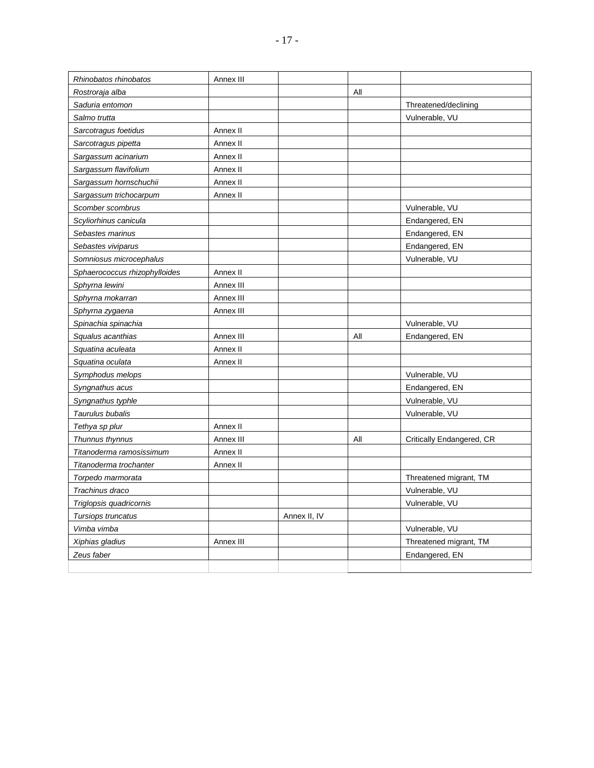| | | | | |
|---|---|---|---|---|
| *Rhinobatos rhinobatos* | Annex III | | | |
| *Rostroraja alba* | | | All | |
| *Saduria entomon* | | | | Threatened/declining |
| *Salmo trutta* | | | | Vulnerable, VU |
| *Sarcotragus foetidus* | Annex II | | | |
| *Sarcotragus pipetta* | Annex II | | | |
| *Sargassum acinarium* | Annex II | | | |
| *Sargassum flavifolium* | Annex II | | | |
| *Sargassum hornschuchii* | Annex II | | | |
| *Sargassum trichocarpum* | Annex II | | | |
| *Scomber scombrus* | | | | Vulnerable, VU |
| *Scyliorhinus canicula* | | | | Endangered, EN |
| *Sebastes marinus* | | | | Endangered, EN |
| *Sebastes viviparus* | | | | Endangered, EN |
| *Somniosus microcephalus* | | | | Vulnerable, VU |
| *Sphaerococcus rhizophylloides* | Annex II | | | |
| *Sphyrna lewini* | Annex III | | | |
| *Sphyrna mokarran* | Annex III | | | |
| *Sphyrna zygaena* | Annex III | | | |
| *Spinachia spinachia* | | | | Vulnerable, VU |
| *Squalus acanthias* | Annex III | | All | Endangered, EN |
| *Squatina aculeata* | Annex II | | | |
| *Squatina oculata* | Annex II | | | |
| *Symphodus melops* | | | | Vulnerable, VU |
| *Syngnathus acus* | | | | Endangered, EN |
| *Syngnathus typhle* | | | | Vulnerable, VU |
| *Taurulus bubalis* | | | | Vulnerable, VU |
| *Tethya sp plur* | Annex II | | | |
| *Thunnus thynnus* | Annex III | | All | Critically Endangered, CR |
| *Titanoderma ramosissimum* | Annex II | | | |
| *Titanoderma trochanter* | Annex II | | | |
| *Torpedo marmorata* | | | | Threatened migrant, TM |
| *Trachinus draco* | | | | Vulnerable, VU |
| *Triglopsis quadricornis* | | | | Vulnerable, VU |
| *Tursiops truncatus* | | Annex II, IV | | |
| *Vimba vimba* | | | | Vulnerable, VU |
| *Xiphias gladius* | Annex III | | | Threatened migrant, TM |
| *Zeus faber* | | | | Endangered, EN |
| | | | | |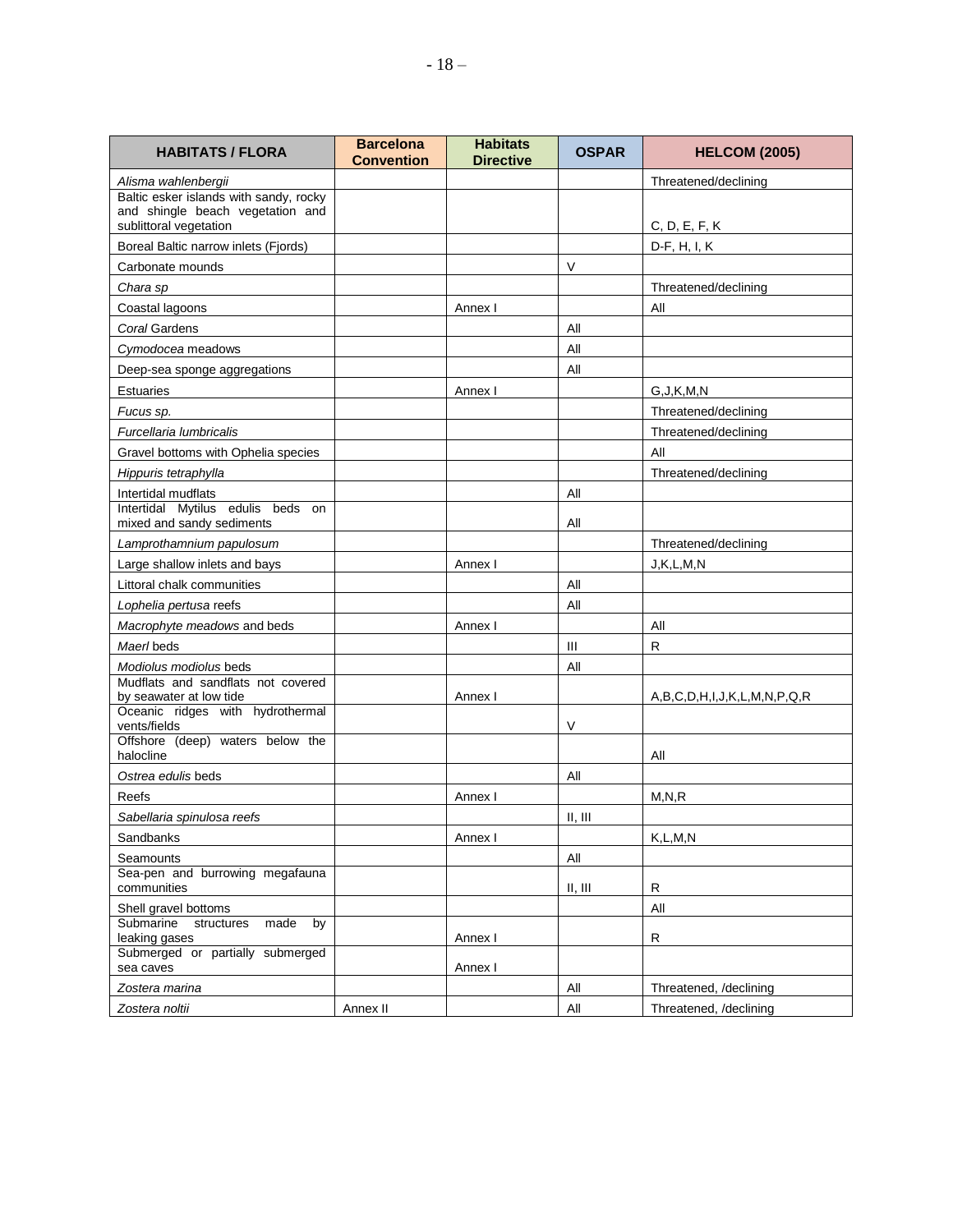| HABITATS / FLORA | Barcelona Convention | Habitats Directive | OSPAR | HELCOM (2005) |
|---|---|---|---|---|
| *Alisma wahlenbergii* | | | | Threatened/declining |
| Baltic esker islands with sandy, rocky and shingle beach vegetation and sublittoral vegetation | | | | C, D, E, F, K |
| Boreal Baltic narrow inlets (Fjords) | | | | D-F, H, I, K |
| Carbonate mounds | | | V | |
| *Chara sp* | | | | Threatened/declining |
| Coastal lagoons | | Annex I | | All |
| *Coral* Gardens | | | All | |
| *Cymodocea* meadows | | | All | |
| Deep-sea sponge aggregations | | | All | |
| Estuaries | | Annex I | | G,J,K,M,N |
| *Fucus sp.* | | | | Threatened/declining |
| *Furcellaria lumbricalis* | | | | Threatened/declining |
| Gravel bottoms with Ophelia species | | | | All |
| *Hippuris tetraphylla* | | | | Threatened/declining |
| Intertidal mudflats | | | All | |
| Intertidal Mytilus edulis beds on mixed and sandy sediments | | | All | |
| *Lamprothamnium papulosum* | | | | Threatened/declining |
| Large shallow inlets and bays | | Annex I | | J,K,L,M,N |
| Littoral chalk communities | | | All | |
| *Lophelia pertusa* reefs | | | All | |
| *Macrophyte meadows* and beds | | Annex I | | All |
| *Maerl* beds | | | III | R |
| *Modiolus modiolus* beds | | | All | |
| Mudflats and sandflats not covered by seawater at low tide | | Annex I | | A,B,C,D,H,I,J,K,L,M,N,P,Q,R |
| Oceanic ridges with hydrothermal vents/fields | | | V | |
| Offshore (deep) waters below the halocline | | | | All |
| *Ostrea edulis* beds | | | All | |
| Reefs | | Annex I | | M,N,R |
| *Sabellaria spinulosa reefs* | | | II, III | |
| Sandbanks | | Annex I | | K,L,M,N |
| Seamounts | | | All | |
| Sea-pen and burrowing megafauna communities | | | II, III | R |
| Shell gravel bottoms | | | | All |
| Submarine structures made by leaking gases | | Annex I | | R |
| Submerged or partially submerged sea caves | | Annex I | | |
| *Zostera marina* | | | All | Threatened, /declining |
| *Zostera noltii* | Annex II | | All | Threatened, /declining |